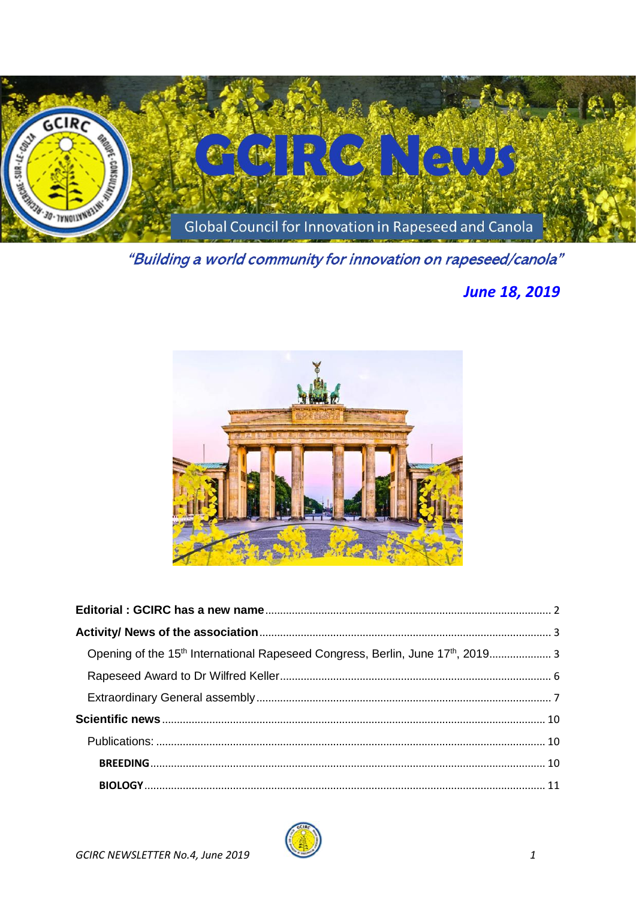# GCIRC News

Global Council for Innovation in Rapeseed and Canola

*"Building a world community for innovation on rapeseed/canola"*

***June 18, 2019***

**Editorial : GCIRC has a new name** ........ 2

**Activity/ News of the association** ........ 3

Opening of the 15th International Rapeseed Congress, Berlin, June 17th, 2019 ........ 3

Rapeseed Award to Dr Wilfred Keller ........ 6

Extraordinary General assembly ........ 7

**Scientific news** ........ 10

Publications: ........ 10

**BREEDING** ........ 10

**BIOLOGY** ........ 11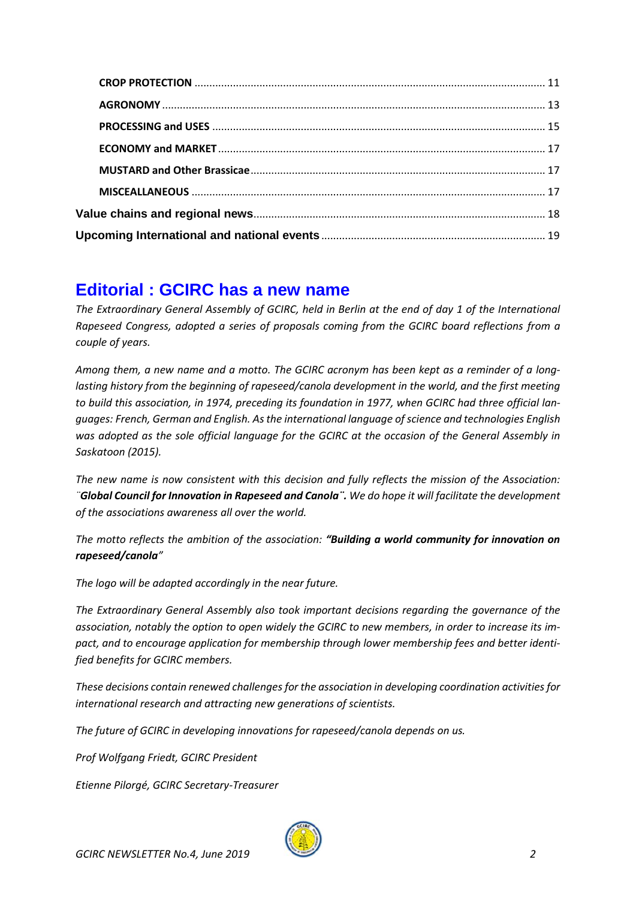- **CROP PROTECTION** ........ 11
- **AGRONOMY** ........ 13
- **PROCESSING and USES** ........ 15
- **ECONOMY and MARKET** ........ 17
- **MUSTARD and Other Brassicae** ........ 17
- **MISCEALLANEOUS** ........ 17

**Value chains and regional news** ........ 18

**Upcoming International and national events** ........ 19

# Editorial : GCIRC has a new name

*The Extraordinary General Assembly of GCIRC, held in Berlin at the end of day 1 of the International Rapeseed Congress, adopted a series of proposals coming from the GCIRC board reflections from a couple of years.*

*Among them, a new name and a motto. The GCIRC acronym has been kept as a reminder of a long-lasting history from the beginning of rapeseed/canola development in the world, and the first meeting to build this association, in 1974, preceding its foundation in 1977, when GCIRC had three official languages: French, German and English. As the international language of science and technologies English was adopted as the sole official language for the GCIRC at the occasion of the General Assembly in Saskatoon (2015).*

*The new name is now consistent with this decision and fully reflects the mission of the Association: ¨**Global Council for Innovation in Rapeseed and Canola¨.** We do hope it will facilitate the development of the associations awareness all over the world.*

*The motto reflects the ambition of the association: **"Building a world community for innovation on rapeseed/canola**"*

*The logo will be adapted accordingly in the near future.*

*The Extraordinary General Assembly also took important decisions regarding the governance of the association, notably the option to open widely the GCIRC to new members, in order to increase its impact, and to encourage application for membership through lower membership fees and better identified benefits for GCIRC members.*

*These decisions contain renewed challenges for the association in developing coordination activities for international research and attracting new generations of scientists.*

*The future of GCIRC in developing innovations for rapeseed/canola depends on us.*

*Prof Wolfgang Friedt, GCIRC President*

*Etienne Pilorgé, GCIRC Secretary-Treasurer*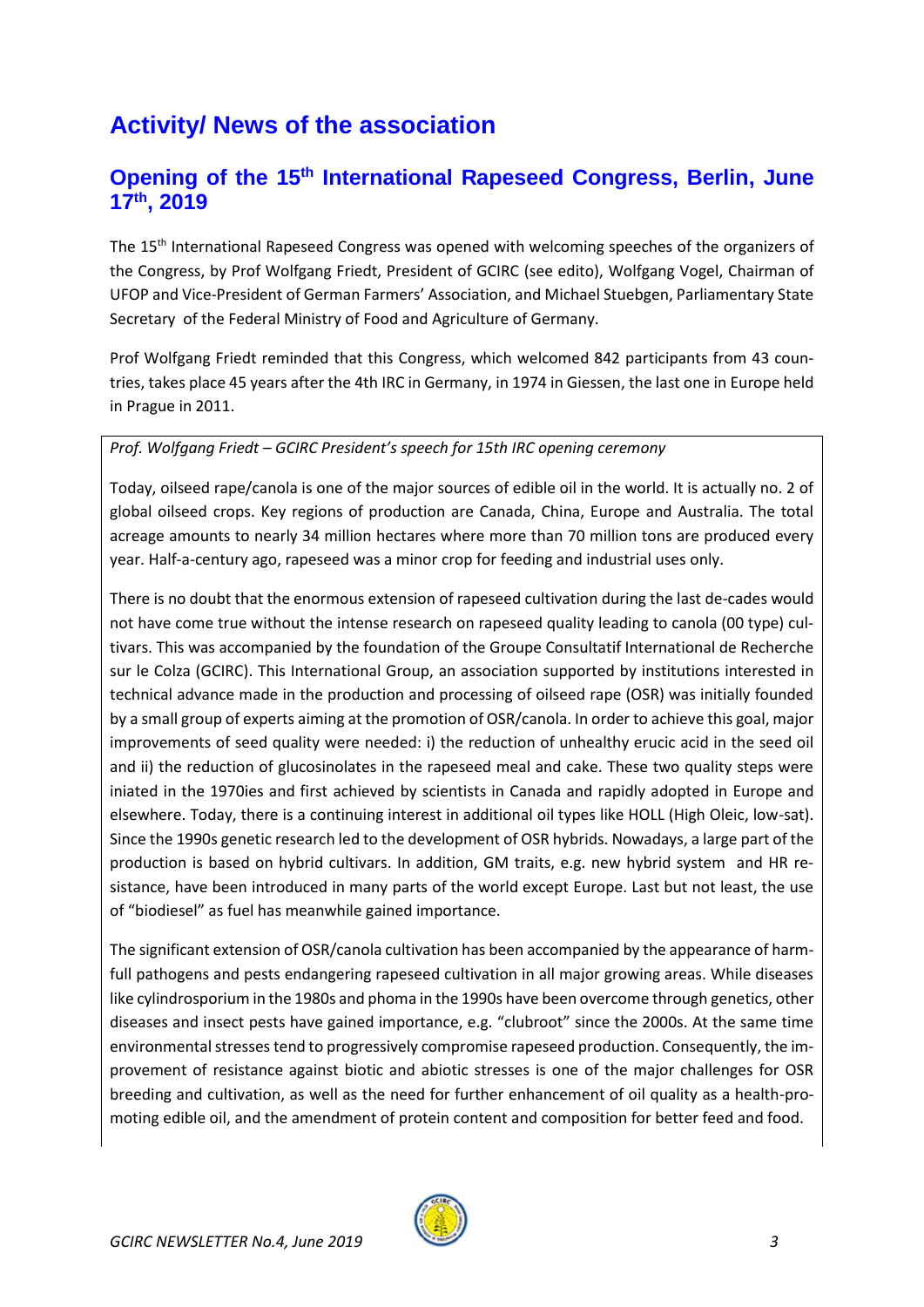# Activity/ News of the association

## Opening of the 15th International Rapeseed Congress, Berlin, June 17th, 2019

The 15th International Rapeseed Congress was opened with welcoming speeches of the organizers of the Congress, by Prof Wolfgang Friedt, President of GCIRC (see edito), Wolfgang Vogel, Chairman of UFOP and Vice-President of German Farmers' Association, and Michael Stuebgen, Parliamentary State Secretary of the Federal Ministry of Food and Agriculture of Germany.

Prof Wolfgang Friedt reminded that this Congress, which welcomed 842 participants from 43 countries, takes place 45 years after the 4th IRC in Germany, in 1974 in Giessen, the last one in Europe held in Prague in 2011.

*Prof. Wolfgang Friedt – GCIRC President's speech for 15th IRC opening ceremony*

Today, oilseed rape/canola is one of the major sources of edible oil in the world. It is actually no. 2 of global oilseed crops. Key regions of production are Canada, China, Europe and Australia. The total acreage amounts to nearly 34 million hectares where more than 70 million tons are produced every year. Half-a-century ago, rapeseed was a minor crop for feeding and industrial uses only.

There is no doubt that the enormous extension of rapeseed cultivation during the last de-cades would not have come true without the intense research on rapeseed quality leading to canola (00 type) cultivars. This was accompanied by the foundation of the Groupe Consultatif International de Recherche sur le Colza (GCIRC). This International Group, an association supported by institutions interested in technical advance made in the production and processing of oilseed rape (OSR) was initially founded by a small group of experts aiming at the promotion of OSR/canola. In order to achieve this goal, major improvements of seed quality were needed: i) the reduction of unhealthy erucic acid in the seed oil and ii) the reduction of glucosinolates in the rapeseed meal and cake. These two quality steps were iniated in the 1970ies and first achieved by scientists in Canada and rapidly adopted in Europe and elsewhere. Today, there is a continuing interest in additional oil types like HOLL (High Oleic, low-sat). Since the 1990s genetic research led to the development of OSR hybrids. Nowadays, a large part of the production is based on hybrid cultivars. In addition, GM traits, e.g. new hybrid system and HR resistance, have been introduced in many parts of the world except Europe. Last but not least, the use of "biodiesel" as fuel has meanwhile gained importance.

The significant extension of OSR/canola cultivation has been accompanied by the appearance of harmfull pathogens and pests endangering rapeseed cultivation in all major growing areas. While diseases like cylindrosporium in the 1980s and phoma in the 1990s have been overcome through genetics, other diseases and insect pests have gained importance, e.g. "clubroot" since the 2000s. At the same time environmental stresses tend to progressively compromise rapeseed production. Consequently, the improvement of resistance against biotic and abiotic stresses is one of the major challenges for OSR breeding and cultivation, as well as the need for further enhancement of oil quality as a health-promoting edible oil, and the amendment of protein content and composition for better feed and food.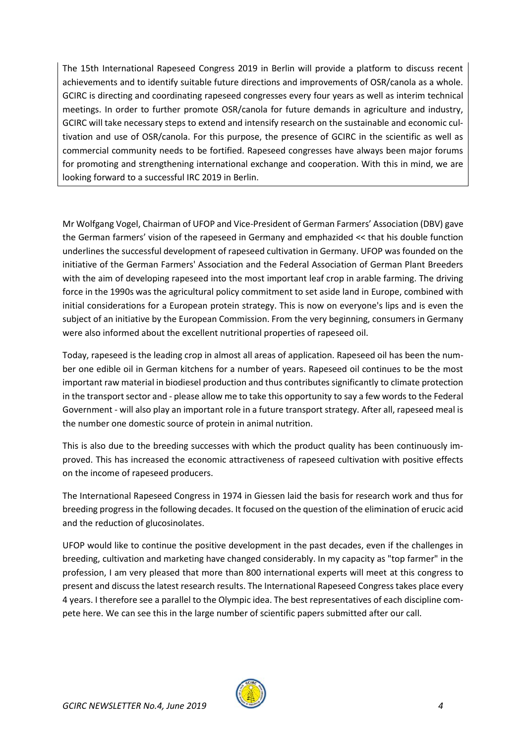The 15th International Rapeseed Congress 2019 in Berlin will provide a platform to discuss recent achievements and to identify suitable future directions and improvements of OSR/canola as a whole. GCIRC is directing and coordinating rapeseed congresses every four years as well as interim technical meetings. In order to further promote OSR/canola for future demands in agriculture and industry, GCIRC will take necessary steps to extend and intensify research on the sustainable and economic cultivation and use of OSR/canola. For this purpose, the presence of GCIRC in the scientific as well as commercial community needs to be fortified. Rapeseed congresses have always been major forums for promoting and strengthening international exchange and cooperation. With this in mind, we are looking forward to a successful IRC 2019 in Berlin.

Mr Wolfgang Vogel, Chairman of UFOP and Vice-President of German Farmers' Association (DBV) gave the German farmers' vision of the rapeseed in Germany and emphazided << that his double function underlines the successful development of rapeseed cultivation in Germany. UFOP was founded on the initiative of the German Farmers' Association and the Federal Association of German Plant Breeders with the aim of developing rapeseed into the most important leaf crop in arable farming. The driving force in the 1990s was the agricultural policy commitment to set aside land in Europe, combined with initial considerations for a European protein strategy. This is now on everyone's lips and is even the subject of an initiative by the European Commission. From the very beginning, consumers in Germany were also informed about the excellent nutritional properties of rapeseed oil.

Today, rapeseed is the leading crop in almost all areas of application. Rapeseed oil has been the number one edible oil in German kitchens for a number of years. Rapeseed oil continues to be the most important raw material in biodiesel production and thus contributes significantly to climate protection in the transport sector and - please allow me to take this opportunity to say a few words to the Federal Government - will also play an important role in a future transport strategy. After all, rapeseed meal is the number one domestic source of protein in animal nutrition.

This is also due to the breeding successes with which the product quality has been continuously improved. This has increased the economic attractiveness of rapeseed cultivation with positive effects on the income of rapeseed producers.

The International Rapeseed Congress in 1974 in Giessen laid the basis for research work and thus for breeding progress in the following decades. It focused on the question of the elimination of erucic acid and the reduction of glucosinolates.

UFOP would like to continue the positive development in the past decades, even if the challenges in breeding, cultivation and marketing have changed considerably. In my capacity as "top farmer" in the profession, I am very pleased that more than 800 international experts will meet at this congress to present and discuss the latest research results. The International Rapeseed Congress takes place every 4 years. I therefore see a parallel to the Olympic idea. The best representatives of each discipline compete here. We can see this in the large number of scientific papers submitted after our call.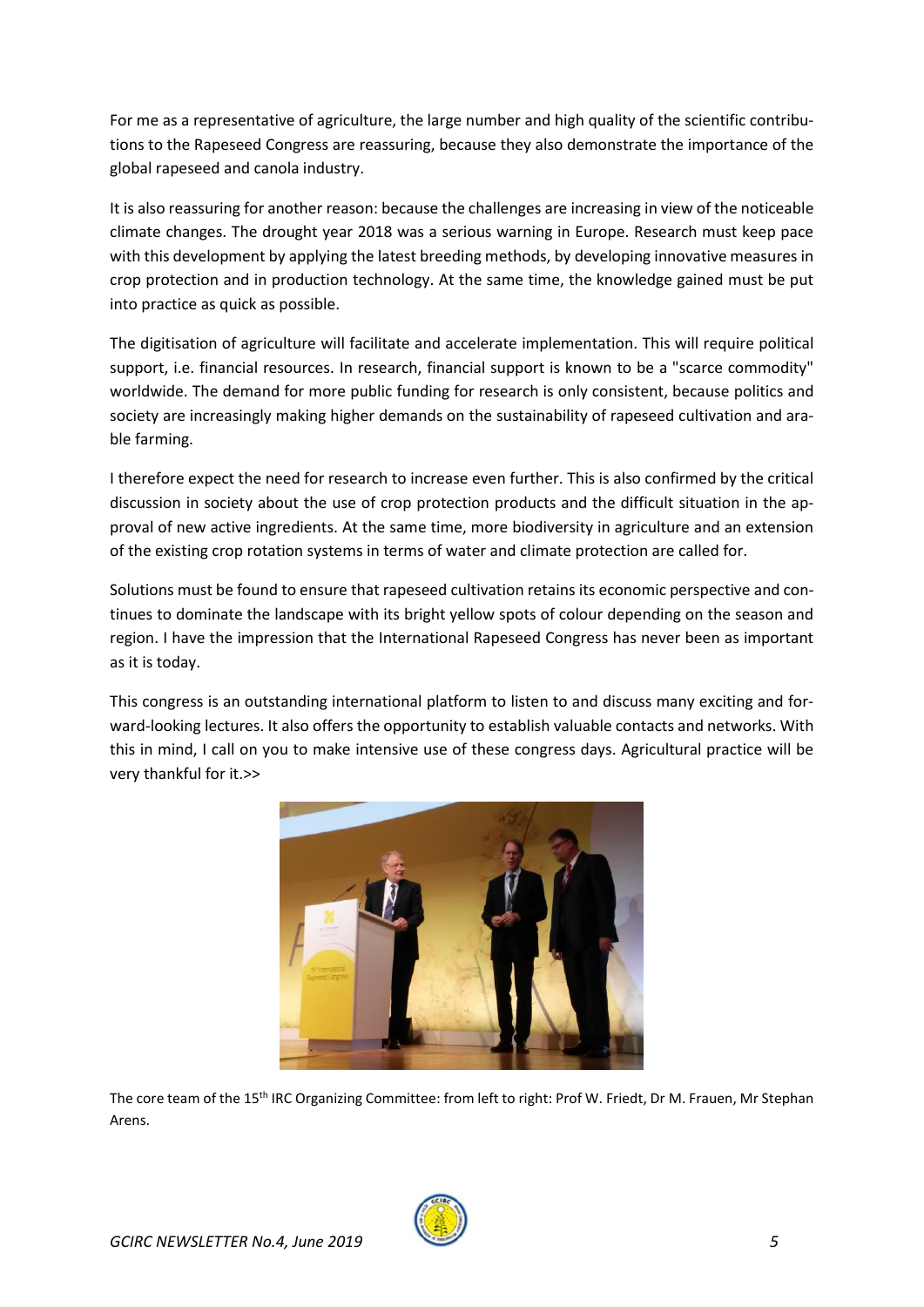For me as a representative of agriculture, the large number and high quality of the scientific contributions to the Rapeseed Congress are reassuring, because they also demonstrate the importance of the global rapeseed and canola industry.

It is also reassuring for another reason: because the challenges are increasing in view of the noticeable climate changes. The drought year 2018 was a serious warning in Europe. Research must keep pace with this development by applying the latest breeding methods, by developing innovative measures in crop protection and in production technology. At the same time, the knowledge gained must be put into practice as quick as possible.

The digitisation of agriculture will facilitate and accelerate implementation. This will require political support, i.e. financial resources. In research, financial support is known to be a "scarce commodity" worldwide. The demand for more public funding for research is only consistent, because politics and society are increasingly making higher demands on the sustainability of rapeseed cultivation and arable farming.

I therefore expect the need for research to increase even further. This is also confirmed by the critical discussion in society about the use of crop protection products and the difficult situation in the approval of new active ingredients. At the same time, more biodiversity in agriculture and an extension of the existing crop rotation systems in terms of water and climate protection are called for.

Solutions must be found to ensure that rapeseed cultivation retains its economic perspective and continues to dominate the landscape with its bright yellow spots of colour depending on the season and region. I have the impression that the International Rapeseed Congress has never been as important as it is today.

This congress is an outstanding international platform to listen to and discuss many exciting and forward-looking lectures. It also offers the opportunity to establish valuable contacts and networks. With this in mind, I call on you to make intensive use of these congress days. Agricultural practice will be very thankful for it.>>

The core team of the 15th IRC Organizing Committee: from left to right: Prof W. Friedt, Dr M. Frauen, Mr Stephan Arens.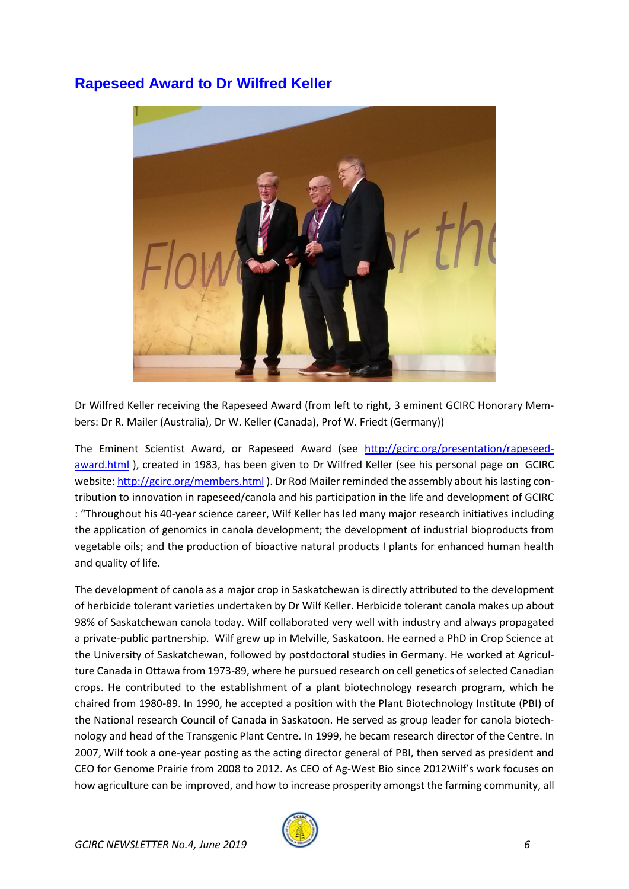## Rapeseed Award to Dr Wilfred Keller

Dr Wilfred Keller receiving the Rapeseed Award (from left to right, 3 eminent GCIRC Honorary Members: Dr R. Mailer (Australia), Dr W. Keller (Canada), Prof W. Friedt (Germany))

The Eminent Scientist Award, or Rapeseed Award (see http://gcirc.org/presentation/rapeseed-award.html ), created in 1983, has been given to Dr Wilfred Keller (see his personal page on GCIRC website: http://gcirc.org/members.html ). Dr Rod Mailer reminded the assembly about his lasting contribution to innovation in rapeseed/canola and his participation in the life and development of GCIRC : "Throughout his 40-year science career, Wilf Keller has led many major research initiatives including the application of genomics in canola development; the development of industrial bioproducts from vegetable oils; and the production of bioactive natural products I plants for enhanced human health and quality of life.

The development of canola as a major crop in Saskatchewan is directly attributed to the development of herbicide tolerant varieties undertaken by Dr Wilf Keller. Herbicide tolerant canola makes up about 98% of Saskatchewan canola today. Wilf collaborated very well with industry and always propagated a private-public partnership. Wilf grew up in Melville, Saskatoon. He earned a PhD in Crop Science at the University of Saskatchewan, followed by postdoctoral studies in Germany. He worked at Agriculture Canada in Ottawa from 1973-89, where he pursued research on cell genetics of selected Canadian crops. He contributed to the establishment of a plant biotechnology research program, which he chaired from 1980-89. In 1990, he accepted a position with the Plant Biotechnology Institute (PBI) of the National research Council of Canada in Saskatoon. He served as group leader for canola biotechnology and head of the Transgenic Plant Centre. In 1999, he becam research director of the Centre. In 2007, Wilf took a one-year posting as the acting director general of PBI, then served as president and CEO for Genome Prairie from 2008 to 2012. As CEO of Ag-West Bio since 2012Wilf's work focuses on how agriculture can be improved, and how to increase prosperity amongst the farming community, all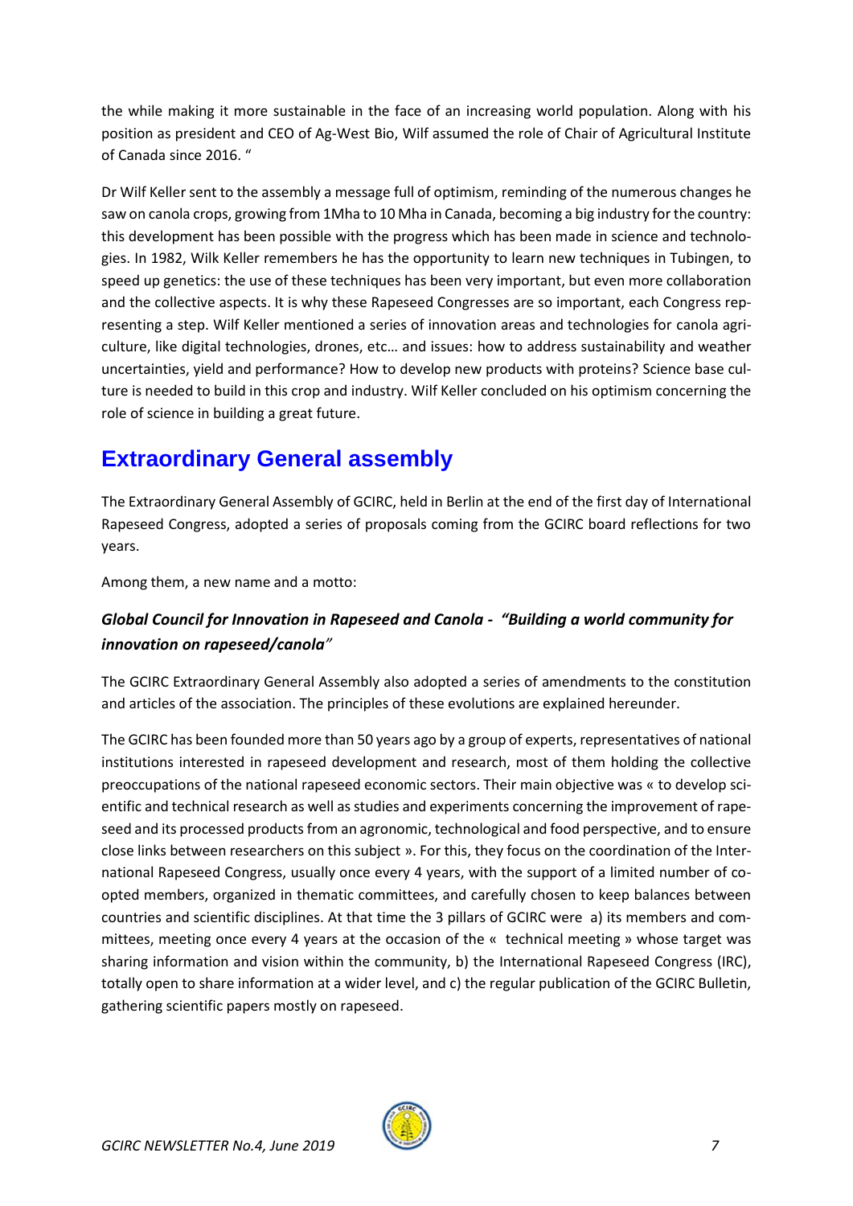the while making it more sustainable in the face of an increasing world population. Along with his position as president and CEO of Ag-West Bio, Wilf assumed the role of Chair of Agricultural Institute of Canada since 2016. "

Dr Wilf Keller sent to the assembly a message full of optimism, reminding of the numerous changes he saw on canola crops, growing from 1Mha to 10 Mha in Canada, becoming a big industry for the country: this development has been possible with the progress which has been made in science and technologies. In 1982, Wilk Keller remembers he has the opportunity to learn new techniques in Tubingen, to speed up genetics: the use of these techniques has been very important, but even more collaboration and the collective aspects. It is why these Rapeseed Congresses are so important, each Congress representing a step. Wilf Keller mentioned a series of innovation areas and technologies for canola agriculture, like digital technologies, drones, etc… and issues: how to address sustainability and weather uncertainties, yield and performance? How to develop new products with proteins? Science base culture is needed to build in this crop and industry. Wilf Keller concluded on his optimism concerning the role of science in building a great future.

# Extraordinary General assembly

The Extraordinary General Assembly of GCIRC, held in Berlin at the end of the first day of International Rapeseed Congress, adopted a series of proposals coming from the GCIRC board reflections for two years.

Among them, a new name and a motto:

### *Global Council for Innovation in Rapeseed and Canola - "Building a world community for innovation on rapeseed/canola"*

The GCIRC Extraordinary General Assembly also adopted a series of amendments to the constitution and articles of the association. The principles of these evolutions are explained hereunder.

The GCIRC has been founded more than 50 years ago by a group of experts, representatives of national institutions interested in rapeseed development and research, most of them holding the collective preoccupations of the national rapeseed economic sectors. Their main objective was « to develop scientific and technical research as well as studies and experiments concerning the improvement of rapeseed and its processed products from an agronomic, technological and food perspective, and to ensure close links between researchers on this subject ». For this, they focus on the coordination of the International Rapeseed Congress, usually once every 4 years, with the support of a limited number of co-opted members, organized in thematic committees, and carefully chosen to keep balances between countries and scientific disciplines. At that time the 3 pillars of GCIRC were a) its members and committees, meeting once every 4 years at the occasion of the « technical meeting » whose target was sharing information and vision within the community, b) the International Rapeseed Congress (IRC), totally open to share information at a wider level, and c) the regular publication of the GCIRC Bulletin, gathering scientific papers mostly on rapeseed.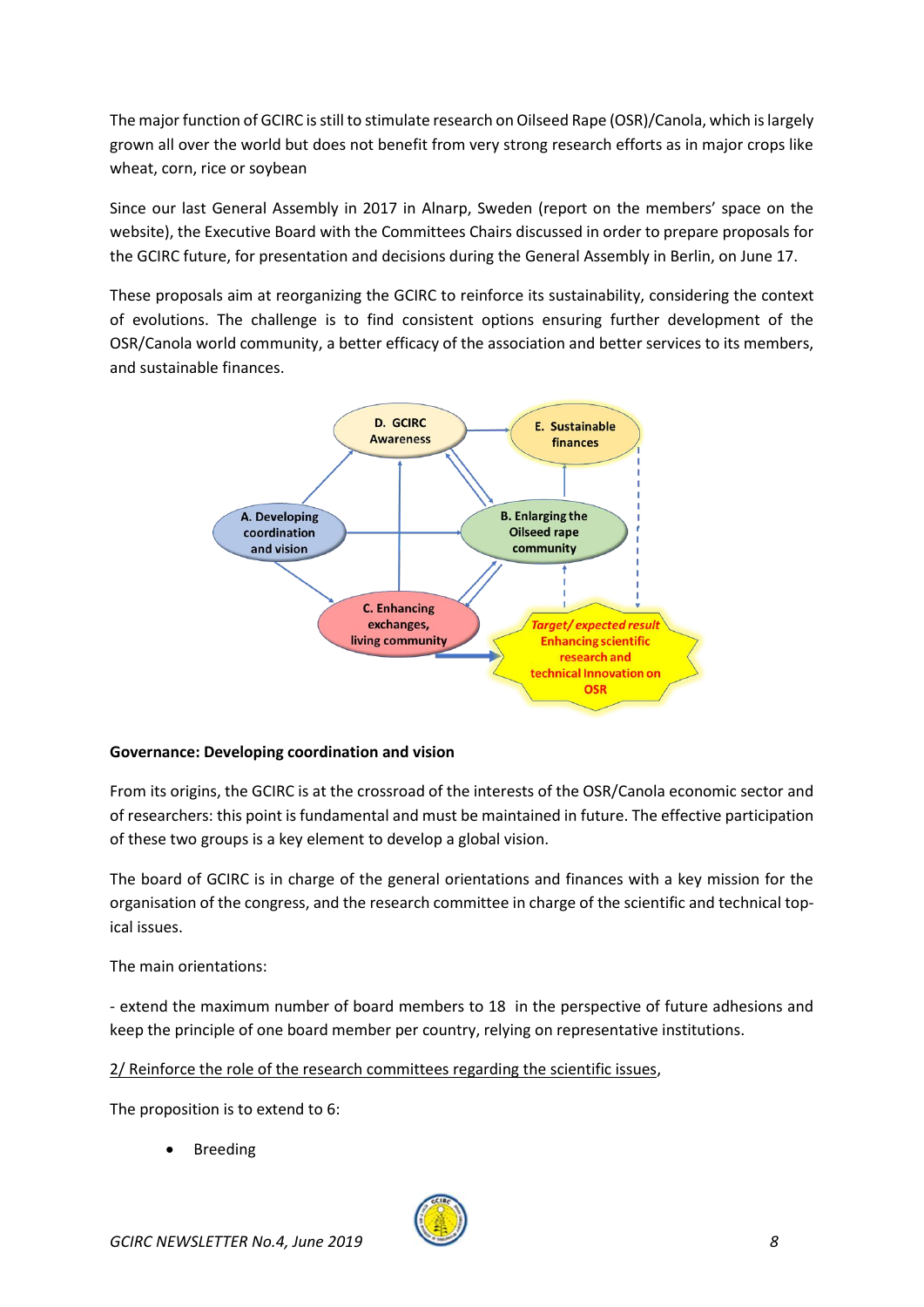The major function of GCIRC is still to stimulate research on Oilseed Rape (OSR)/Canola, which is largely grown all over the world but does not benefit from very strong research efforts as in major crops like wheat, corn, rice or soybean

Since our last General Assembly in 2017 in Alnarp, Sweden (report on the members' space on the website), the Executive Board with the Committees Chairs discussed in order to prepare proposals for the GCIRC future, for presentation and decisions during the General Assembly in Berlin, on June 17.

These proposals aim at reorganizing the GCIRC to reinforce its sustainability, considering the context of evolutions. The challenge is to find consistent options ensuring further development of the OSR/Canola world community, a better efficacy of the association and better services to its members, and sustainable finances.

D. GCIRC Awareness

E. Sustainable finances

A. Developing coordination and vision

B. Enlarging the Oilseed rape community

C. Enhancing exchanges, living community

*Target/ expected result* Enhancing scientific research and technical Innovation on OSR

**Governance: Developing coordination and vision**

From its origins, the GCIRC is at the crossroad of the interests of the OSR/Canola economic sector and of researchers: this point is fundamental and must be maintained in future. The effective participation of these two groups is a key element to develop a global vision.

The board of GCIRC is in charge of the general orientations and finances with a key mission for the organisation of the congress, and the research committee in charge of the scientific and technical topical issues.

The main orientations:

- extend the maximum number of board members to 18 in the perspective of future adhesions and keep the principle of one board member per country, relying on representative institutions.

2/ Reinforce the role of the research committees regarding the scientific issues,

The proposition is to extend to 6:

- Breeding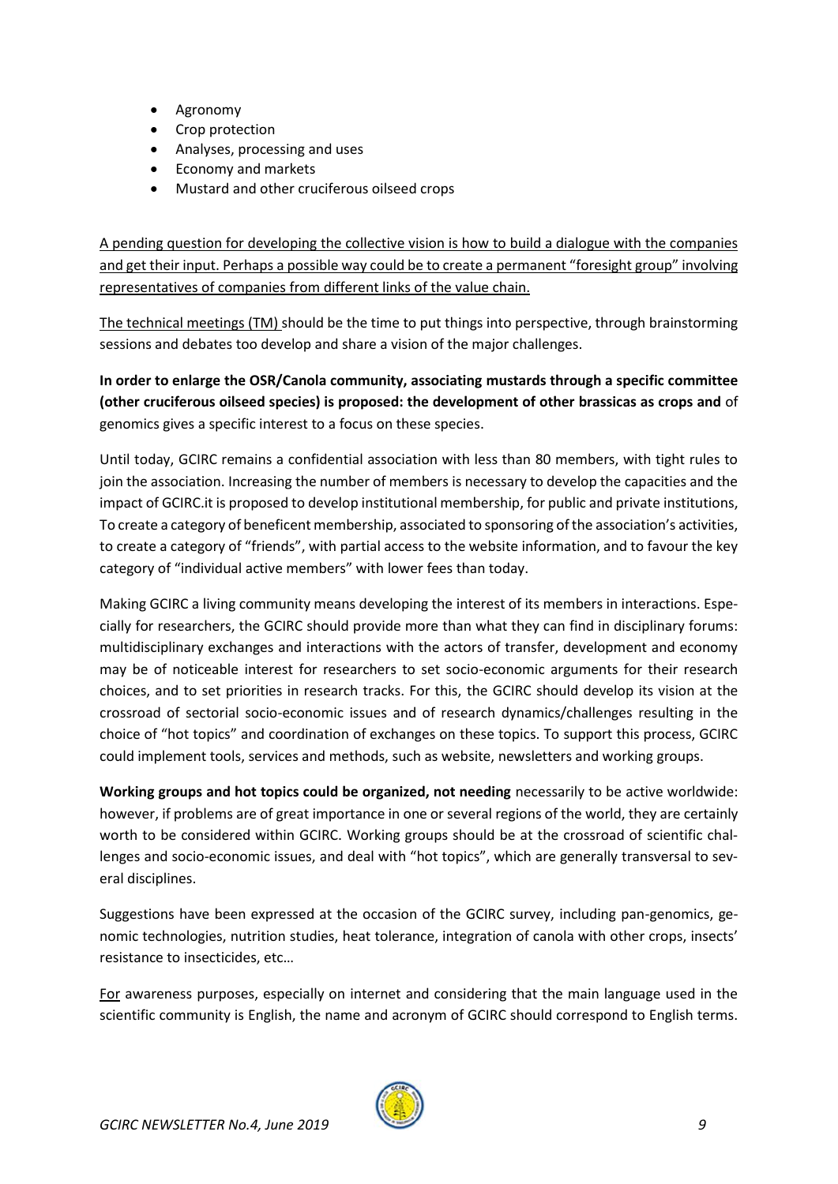- Agronomy
- Crop protection
- Analyses, processing and uses
- Economy and markets
- Mustard and other cruciferous oilseed crops

<u>A pending question for developing the collective vision is how to build a dialogue with the companies and get their input. Perhaps a possible way could be to create a permanent "foresight group" involving representatives of companies from different links of the value chain.</u>

<u>The technical meetings (TM)</u> should be the time to put things into perspective, through brainstorming sessions and debates too develop and share a vision of the major challenges.

**In order to enlarge the OSR/Canola community, associating mustards through a specific committee (other cruciferous oilseed species) is proposed: the development of other brassicas as crops and** of genomics gives a specific interest to a focus on these species.

Until today, GCIRC remains a confidential association with less than 80 members, with tight rules to join the association. Increasing the number of members is necessary to develop the capacities and the impact of GCIRC.it is proposed to develop institutional membership, for public and private institutions, To create a category of beneficent membership, associated to sponsoring of the association's activities, to create a category of "friends", with partial access to the website information, and to favour the key category of "individual active members" with lower fees than today.

Making GCIRC a living community means developing the interest of its members in interactions. Especially for researchers, the GCIRC should provide more than what they can find in disciplinary forums: multidisciplinary exchanges and interactions with the actors of transfer, development and economy may be of noticeable interest for researchers to set socio-economic arguments for their research choices, and to set priorities in research tracks. For this, the GCIRC should develop its vision at the crossroad of sectorial socio-economic issues and of research dynamics/challenges resulting in the choice of "hot topics" and coordination of exchanges on these topics. To support this process, GCIRC could implement tools, services and methods, such as website, newsletters and working groups.

**Working groups and hot topics could be organized, not needing** necessarily to be active worldwide: however, if problems are of great importance in one or several regions of the world, they are certainly worth to be considered within GCIRC. Working groups should be at the crossroad of scientific challenges and socio-economic issues, and deal with "hot topics", which are generally transversal to several disciplines.

Suggestions have been expressed at the occasion of the GCIRC survey, including pan-genomics, genomic technologies, nutrition studies, heat tolerance, integration of canola with other crops, insects' resistance to insecticides, etc…

<u>For</u> awareness purposes, especially on internet and considering that the main language used in the scientific community is English, the name and acronym of GCIRC should correspond to English terms.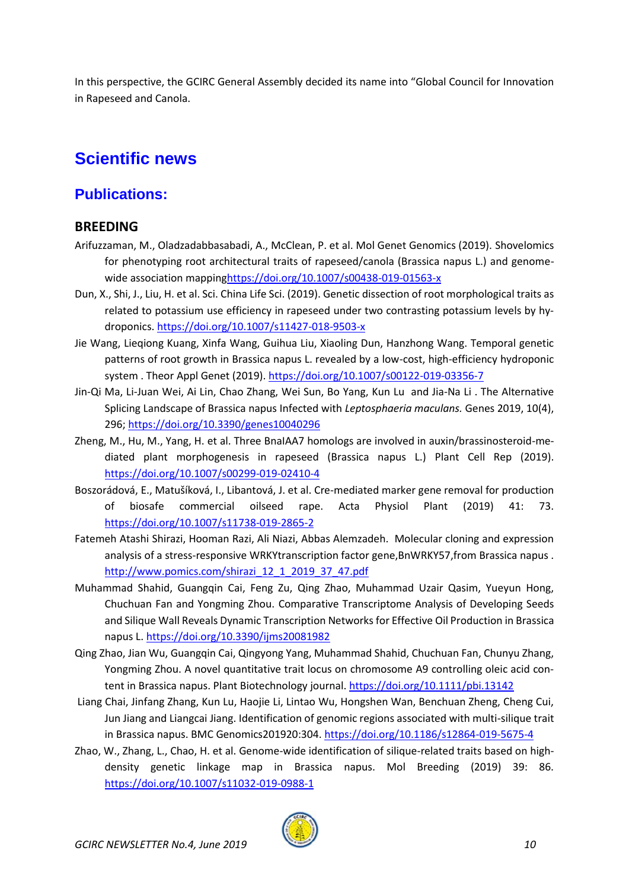In this perspective, the GCIRC General Assembly decided its name into "Global Council for Innovation in Rapeseed and Canola.

# Scientific news

## Publications:

### BREEDING

Arifuzzaman, M., Oladzadabbasabadi, A., McClean, P. et al. Mol Genet Genomics (2019). Shovelomics for phenotyping root architectural traits of rapeseed/canola (Brassica napus L.) and genome-wide association mappinghttps://doi.org/10.1007/s00438-019-01563-x

Dun, X., Shi, J., Liu, H. et al. Sci. China Life Sci. (2019). Genetic dissection of root morphological traits as related to potassium use efficiency in rapeseed under two contrasting potassium levels by hydroponics. https://doi.org/10.1007/s11427-018-9503-x

Jie Wang, Lieqiong Kuang, Xinfa Wang, Guihua Liu, Xiaoling Dun, Hanzhong Wang. Temporal genetic patterns of root growth in Brassica napus L. revealed by a low-cost, high-efficiency hydroponic system . Theor Appl Genet (2019). https://doi.org/10.1007/s00122-019-03356-7

Jin-Qi Ma, Li-Juan Wei, Ai Lin, Chao Zhang, Wei Sun, Bo Yang, Kun Lu and Jia-Na Li . The Alternative Splicing Landscape of Brassica napus Infected with *Leptosphaeria maculans.* Genes 2019, 10(4), 296; https://doi.org/10.3390/genes10040296

Zheng, M., Hu, M., Yang, H. et al. Three BnaIAA7 homologs are involved in auxin/brassinosteroid-mediated plant morphogenesis in rapeseed (Brassica napus L.) Plant Cell Rep (2019). https://doi.org/10.1007/s00299-019-02410-4

Boszorádová, E., Matušíková, I., Libantová, J. et al. Cre-mediated marker gene removal for production of biosafe commercial oilseed rape. Acta Physiol Plant (2019) 41: 73. https://doi.org/10.1007/s11738-019-2865-2

Fatemeh Atashi Shirazi, Hooman Razi, Ali Niazi, Abbas Alemzadeh. Molecular cloning and expression analysis of a stress-responsive WRKYtranscription factor gene,BnWRKY57,from Brassica napus . http://www.pomics.com/shirazi_12_1_2019_37_47.pdf

Muhammad Shahid, Guangqin Cai, Feng Zu, Qing Zhao, Muhammad Uzair Qasim, Yueyun Hong, Chuchuan Fan and Yongming Zhou. Comparative Transcriptome Analysis of Developing Seeds and Silique Wall Reveals Dynamic Transcription Networks for Effective Oil Production in Brassica napus L. https://doi.org/10.3390/ijms20081982

Qing Zhao, Jian Wu, Guangqin Cai, Qingyong Yang, Muhammad Shahid, Chuchuan Fan, Chunyu Zhang, Yongming Zhou. A novel quantitative trait locus on chromosome A9 controlling oleic acid content in Brassica napus. Plant Biotechnology journal. https://doi.org/10.1111/pbi.13142

Liang Chai, Jinfang Zhang, Kun Lu, Haojie Li, Lintao Wu, Hongshen Wan, Benchuan Zheng, Cheng Cui, Jun Jiang and Liangcai Jiang. Identification of genomic regions associated with multi-silique trait in Brassica napus. BMC Genomics201920:304. https://doi.org/10.1186/s12864-019-5675-4

Zhao, W., Zhang, L., Chao, H. et al. Genome-wide identification of silique-related traits based on high-density genetic linkage map in Brassica napus. Mol Breeding (2019) 39: 86. https://doi.org/10.1007/s11032-019-0988-1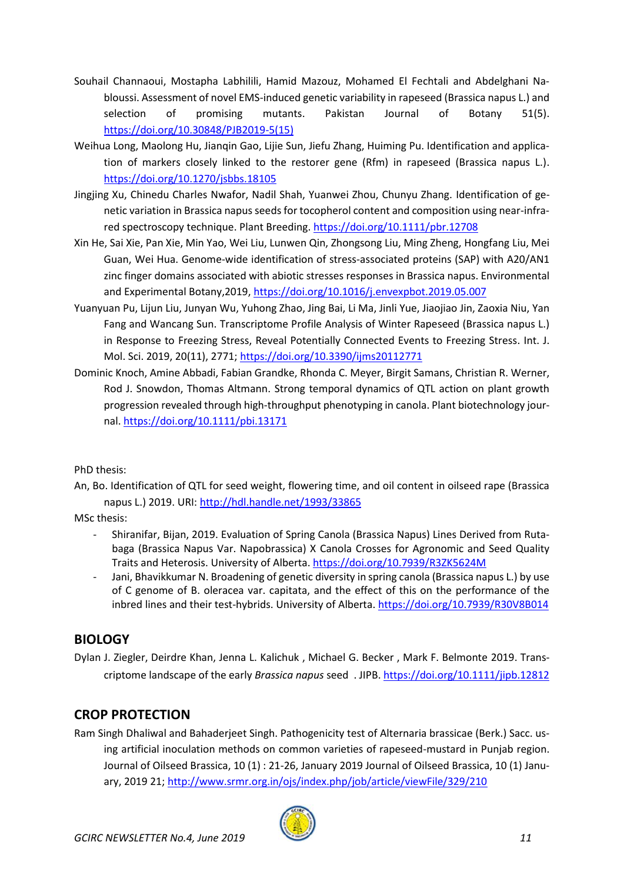Souhail Channaoui, Mostapha Labhilili, Hamid Mazouz, Mohamed El Fechtali and Abdelghani Nabloussi. Assessment of novel EMS-induced genetic variability in rapeseed (Brassica napus L.) and selection of promising mutants. Pakistan Journal of Botany 51(5). https://doi.org/10.30848/PJB2019-5(15)

Weihua Long, Maolong Hu, Jianqin Gao, Lijie Sun, Jiefu Zhang, Huiming Pu. Identification and application of markers closely linked to the restorer gene (Rfm) in rapeseed (Brassica napus L.). https://doi.org/10.1270/jsbbs.18105

Jingjing Xu, Chinedu Charles Nwafor, Nadil Shah, Yuanwei Zhou, Chunyu Zhang. Identification of genetic variation in Brassica napus seeds for tocopherol content and composition using near-infrared spectroscopy technique. Plant Breeding. https://doi.org/10.1111/pbr.12708

Xin He, Sai Xie, Pan Xie, Min Yao, Wei Liu, Lunwen Qin, Zhongsong Liu, Ming Zheng, Hongfang Liu, Mei Guan, Wei Hua. Genome-wide identification of stress-associated proteins (SAP) with A20/AN1 zinc finger domains associated with abiotic stresses responses in Brassica napus. Environmental and Experimental Botany,2019, https://doi.org/10.1016/j.envexpbot.2019.05.007

Yuanyuan Pu, Lijun Liu, Junyan Wu, Yuhong Zhao, Jing Bai, Li Ma, Jinli Yue, Jiaojiao Jin, Zaoxia Niu, Yan Fang and Wancang Sun. Transcriptome Profile Analysis of Winter Rapeseed (Brassica napus L.) in Response to Freezing Stress, Reveal Potentially Connected Events to Freezing Stress. Int. J. Mol. Sci. 2019, 20(11), 2771; https://doi.org/10.3390/ijms20112771

Dominic Knoch, Amine Abbadi, Fabian Grandke, Rhonda C. Meyer, Birgit Samans, Christian R. Werner, Rod J. Snowdon, Thomas Altmann. Strong temporal dynamics of QTL action on plant growth progression revealed through high-throughput phenotyping in canola. Plant biotechnology journal. https://doi.org/10.1111/pbi.13171

PhD thesis:

An, Bo. Identification of QTL for seed weight, flowering time, and oil content in oilseed rape (Brassica napus L.) 2019. URI: http://hdl.handle.net/1993/33865

MSc thesis:

- Shiranifar, Bijan, 2019. Evaluation of Spring Canola (Brassica Napus) Lines Derived from Rutabaga (Brassica Napus Var. Napobrassica) X Canola Crosses for Agronomic and Seed Quality Traits and Heterosis. University of Alberta. https://doi.org/10.7939/R3ZK5624M
- Jani, Bhavikkumar N. Broadening of genetic diversity in spring canola (Brassica napus L.) by use of C genome of B. oleracea var. capitata, and the effect of this on the performance of the inbred lines and their test-hybrids. University of Alberta. https://doi.org/10.7939/R30V8B014

## BIOLOGY

Dylan J. Ziegler, Deirdre Khan, Jenna L. Kalichuk , Michael G. Becker , Mark F. Belmonte 2019. Transcriptome landscape of the early *Brassica napus* seed . JIPB. https://doi.org/10.1111/jipb.12812

## CROP PROTECTION

Ram Singh Dhaliwal and Bahaderjeet Singh. Pathogenicity test of Alternaria brassicae (Berk.) Sacc. using artificial inoculation methods on common varieties of rapeseed-mustard in Punjab region. Journal of Oilseed Brassica, 10 (1) : 21-26, January 2019 Journal of Oilseed Brassica, 10 (1) January, 2019 21; http://www.srmr.org.in/ojs/index.php/job/article/viewFile/329/210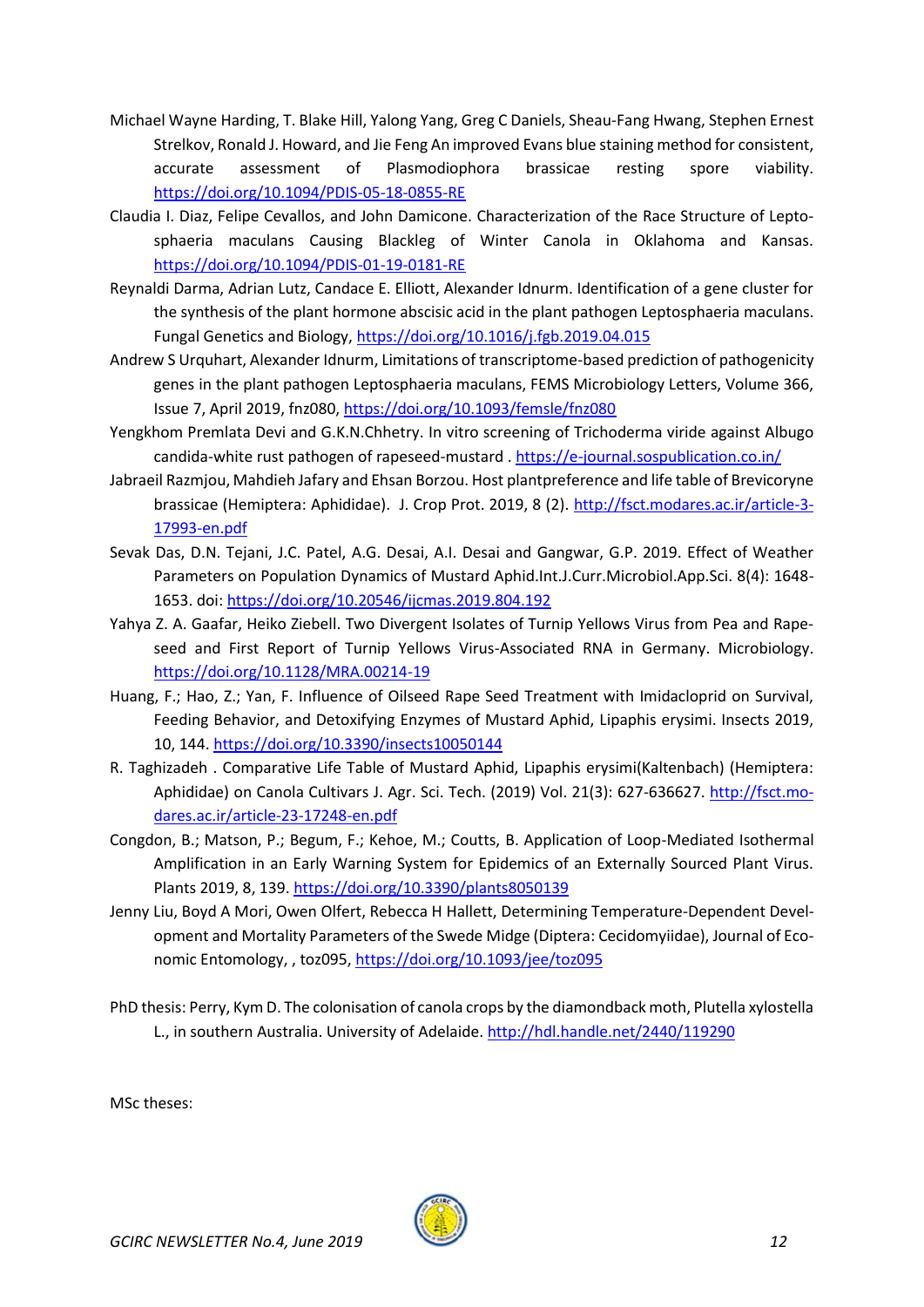Michael Wayne Harding, T. Blake Hill, Yalong Yang, Greg C Daniels, Sheau-Fang Hwang, Stephen Ernest Strelkov, Ronald J. Howard, and Jie Feng An improved Evans blue staining method for consistent, accurate assessment of Plasmodiophora brassicae resting spore viability. https://doi.org/10.1094/PDIS-05-18-0855-RE

Claudia I. Diaz, Felipe Cevallos, and John Damicone. Characterization of the Race Structure of Leptosphaeria maculans Causing Blackleg of Winter Canola in Oklahoma and Kansas. https://doi.org/10.1094/PDIS-01-19-0181-RE

Reynaldi Darma, Adrian Lutz, Candace E. Elliott, Alexander Idnurm. Identification of a gene cluster for the synthesis of the plant hormone abscisic acid in the plant pathogen Leptosphaeria maculans. Fungal Genetics and Biology, https://doi.org/10.1016/j.fgb.2019.04.015

Andrew S Urquhart, Alexander Idnurm, Limitations of transcriptome-based prediction of pathogenicity genes in the plant pathogen Leptosphaeria maculans, FEMS Microbiology Letters, Volume 366, Issue 7, April 2019, fnz080, https://doi.org/10.1093/femsle/fnz080

Yengkhom Premlata Devi and G.K.N.Chhetry. In vitro screening of Trichoderma viride against Albugo candida-white rust pathogen of rapeseed-mustard . https://e-journal.sospublication.co.in/

Jabraeil Razmjou, Mahdieh Jafary and Ehsan Borzou. Host plantpreference and life table of Brevicoryne brassicae (Hemiptera: Aphididae). J. Crop Prot. 2019, 8 (2). http://fsct.modares.ac.ir/article-3-17993-en.pdf

Sevak Das, D.N. Tejani, J.C. Patel, A.G. Desai, A.I. Desai and Gangwar, G.P. 2019. Effect of Weather Parameters on Population Dynamics of Mustard Aphid.Int.J.Curr.Microbiol.App.Sci. 8(4): 1648-1653. doi: https://doi.org/10.20546/ijcmas.2019.804.192

Yahya Z. A. Gaafar, Heiko Ziebell. Two Divergent Isolates of Turnip Yellows Virus from Pea and Rapeseed and First Report of Turnip Yellows Virus-Associated RNA in Germany. Microbiology. https://doi.org/10.1128/MRA.00214-19

Huang, F.; Hao, Z.; Yan, F. Influence of Oilseed Rape Seed Treatment with Imidacloprid on Survival, Feeding Behavior, and Detoxifying Enzymes of Mustard Aphid, Lipaphis erysimi. Insects 2019, 10, 144. https://doi.org/10.3390/insects10050144

R. Taghizadeh . Comparative Life Table of Mustard Aphid, Lipaphis erysimi(Kaltenbach) (Hemiptera: Aphididae) on Canola Cultivars J. Agr. Sci. Tech. (2019) Vol. 21(3): 627-636627. http://fsct.modares.ac.ir/article-23-17248-en.pdf

Congdon, B.; Matson, P.; Begum, F.; Kehoe, M.; Coutts, B. Application of Loop-Mediated Isothermal Amplification in an Early Warning System for Epidemics of an Externally Sourced Plant Virus. Plants 2019, 8, 139. https://doi.org/10.3390/plants8050139

Jenny Liu, Boyd A Mori, Owen Olfert, Rebecca H Hallett, Determining Temperature-Dependent Development and Mortality Parameters of the Swede Midge (Diptera: Cecidomyiidae), Journal of Economic Entomology, , toz095, https://doi.org/10.1093/jee/toz095

PhD thesis: Perry, Kym D. The colonisation of canola crops by the diamondback moth, Plutella xylostella L., in southern Australia. University of Adelaide. http://hdl.handle.net/2440/119290

MSc theses: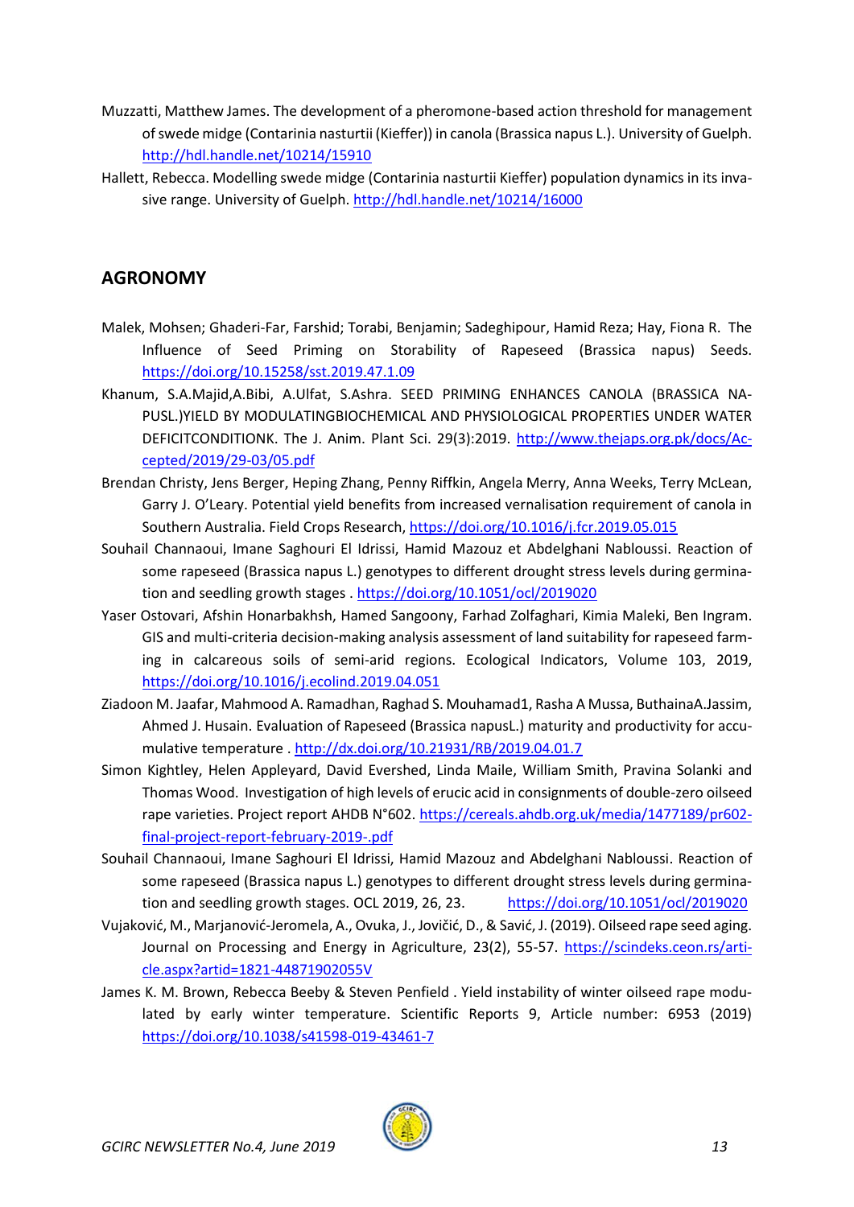Muzzatti, Matthew James. The development of a pheromone-based action threshold for management of swede midge (Contarinia nasturtii (Kieffer)) in canola (Brassica napus L.). University of Guelph. http://hdl.handle.net/10214/15910

Hallett, Rebecca. Modelling swede midge (Contarinia nasturtii Kieffer) population dynamics in its invasive range. University of Guelph. http://hdl.handle.net/10214/16000

## AGRONOMY

Malek, Mohsen; Ghaderi-Far, Farshid; Torabi, Benjamin; Sadeghipour, Hamid Reza; Hay, Fiona R. The Influence of Seed Priming on Storability of Rapeseed (Brassica napus) Seeds. https://doi.org/10.15258/sst.2019.47.1.09

Khanum, S.A.Majid,A.Bibi, A.Ulfat, S.Ashra. SEED PRIMING ENHANCES CANOLA (BRASSICA NAPUSL.)YIELD BY MODULATINGBIOCHEMICAL AND PHYSIOLOGICAL PROPERTIES UNDER WATER DEFICITCONDITIONK. The J. Anim. Plant Sci. 29(3):2019. http://www.thejaps.org.pk/docs/Accepted/2019/29-03/05.pdf

Brendan Christy, Jens Berger, Heping Zhang, Penny Riffkin, Angela Merry, Anna Weeks, Terry McLean, Garry J. O'Leary. Potential yield benefits from increased vernalisation requirement of canola in Southern Australia. Field Crops Research, https://doi.org/10.1016/j.fcr.2019.05.015

Souhail Channaoui, Imane Saghouri El Idrissi, Hamid Mazouz et Abdelghani Nabloussi. Reaction of some rapeseed (Brassica napus L.) genotypes to different drought stress levels during germination and seedling growth stages . https://doi.org/10.1051/ocl/2019020

Yaser Ostovari, Afshin Honarbakhsh, Hamed Sangoony, Farhad Zolfaghari, Kimia Maleki, Ben Ingram. GIS and multi-criteria decision-making analysis assessment of land suitability for rapeseed farming in calcareous soils of semi-arid regions. Ecological Indicators, Volume 103, 2019, https://doi.org/10.1016/j.ecolind.2019.04.051

Ziadoon M. Jaafar, Mahmood A. Ramadhan, Raghad S. Mouhamad1, Rasha A Mussa, ButhainaA.Jassim, Ahmed J. Husain. Evaluation of Rapeseed (Brassica napusL.) maturity and productivity for accumulative temperature . http://dx.doi.org/10.21931/RB/2019.04.01.7

Simon Kightley, Helen Appleyard, David Evershed, Linda Maile, William Smith, Pravina Solanki and Thomas Wood. Investigation of high levels of erucic acid in consignments of double-zero oilseed rape varieties. Project report AHDB N°602. https://cereals.ahdb.org.uk/media/1477189/pr602-final-project-report-february-2019-.pdf

Souhail Channaoui, Imane Saghouri El Idrissi, Hamid Mazouz and Abdelghani Nabloussi. Reaction of some rapeseed (Brassica napus L.) genotypes to different drought stress levels during germination and seedling growth stages. OCL 2019, 26, 23. https://doi.org/10.1051/ocl/2019020

Vujaković, M., Marjanović-Jeromela, A., Ovuka, J., Jovičić, D., & Savić, J. (2019). Oilseed rape seed aging. Journal on Processing and Energy in Agriculture, 23(2), 55-57. https://scindeks.ceon.rs/article.aspx?artid=1821-44871902055V

James K. M. Brown, Rebecca Beeby & Steven Penfield . Yield instability of winter oilseed rape modulated by early winter temperature. Scientific Reports 9, Article number: 6953 (2019) https://doi.org/10.1038/s41598-019-43461-7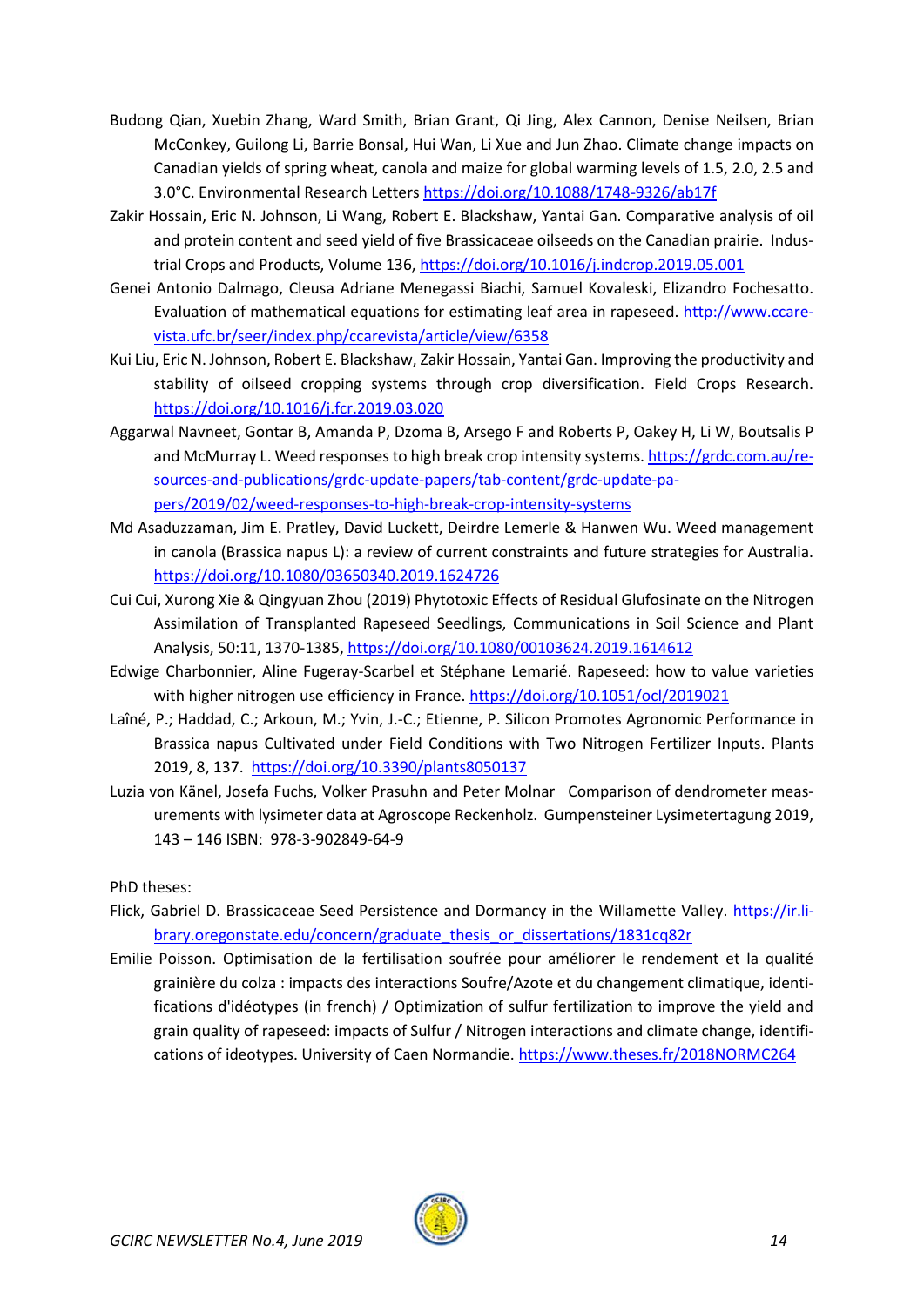Budong Qian, Xuebin Zhang, Ward Smith, Brian Grant, Qi Jing, Alex Cannon, Denise Neilsen, Brian McConkey, Guilong Li, Barrie Bonsal, Hui Wan, Li Xue and Jun Zhao. Climate change impacts on Canadian yields of spring wheat, canola and maize for global warming levels of 1.5, 2.0, 2.5 and 3.0°C. Environmental Research Letters https://doi.org/10.1088/1748-9326/ab17f

Zakir Hossain, Eric N. Johnson, Li Wang, Robert E. Blackshaw, Yantai Gan. Comparative analysis of oil and protein content and seed yield of five Brassicaceae oilseeds on the Canadian prairie. Industrial Crops and Products, Volume 136, https://doi.org/10.1016/j.indcrop.2019.05.001

Genei Antonio Dalmago, Cleusa Adriane Menegassi Biachi, Samuel Kovaleski, Elizandro Fochesatto. Evaluation of mathematical equations for estimating leaf area in rapeseed. http://www.ccarevista.ufc.br/seer/index.php/ccarevista/article/view/6358

Kui Liu, Eric N. Johnson, Robert E. Blackshaw, Zakir Hossain, Yantai Gan. Improving the productivity and stability of oilseed cropping systems through crop diversification. Field Crops Research. https://doi.org/10.1016/j.fcr.2019.03.020

Aggarwal Navneet, Gontar B, Amanda P, Dzoma B, Arsego F and Roberts P, Oakey H, Li W, Boutsalis P and McMurray L. Weed responses to high break crop intensity systems. https://grdc.com.au/resources-and-publications/grdc-update-papers/tab-content/grdc-update-papers/2019/02/weed-responses-to-high-break-crop-intensity-systems

Md Asaduzzaman, Jim E. Pratley, David Luckett, Deirdre Lemerle & Hanwen Wu. Weed management in canola (Brassica napus L): a review of current constraints and future strategies for Australia. https://doi.org/10.1080/03650340.2019.1624726

Cui Cui, Xurong Xie & Qingyuan Zhou (2019) Phytotoxic Effects of Residual Glufosinate on the Nitrogen Assimilation of Transplanted Rapeseed Seedlings, Communications in Soil Science and Plant Analysis, 50:11, 1370-1385, https://doi.org/10.1080/00103624.2019.1614612

Edwige Charbonnier, Aline Fugeray-Scarbel et Stéphane Lemarié. Rapeseed: how to value varieties with higher nitrogen use efficiency in France. https://doi.org/10.1051/ocl/2019021

Laîné, P.; Haddad, C.; Arkoun, M.; Yvin, J.-C.; Etienne, P. Silicon Promotes Agronomic Performance in Brassica napus Cultivated under Field Conditions with Two Nitrogen Fertilizer Inputs. Plants 2019, 8, 137. https://doi.org/10.3390/plants8050137

Luzia von Känel, Josefa Fuchs, Volker Prasuhn and Peter Molnar Comparison of dendrometer measurements with lysimeter data at Agroscope Reckenholz. Gumpensteiner Lysimetertagung 2019, 143 – 146 ISBN: 978-3-902849-64-9

PhD theses:

Flick, Gabriel D. Brassicaceae Seed Persistence and Dormancy in the Willamette Valley. https://ir.library.oregonstate.edu/concern/graduate_thesis_or_dissertations/1831cq82r

Emilie Poisson. Optimisation de la fertilisation soufrée pour améliorer le rendement et la qualité grainière du colza : impacts des interactions Soufre/Azote et du changement climatique, identifications d'idéotypes (in french) / Optimization of sulfur fertilization to improve the yield and grain quality of rapeseed: impacts of Sulfur / Nitrogen interactions and climate change, identifications of ideotypes. University of Caen Normandie. https://www.theses.fr/2018NORMC264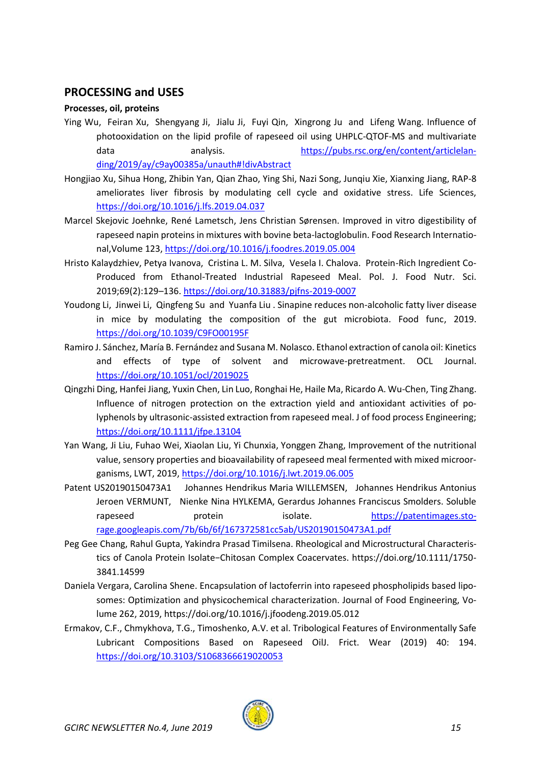## PROCESSING and USES

**Processes, oil, proteins**

Ying Wu, Feiran Xu, Shengyang Ji, Jialu Ji, Fuyi Qin, Xingrong Ju and Lifeng Wang. Influence of photooxidation on the lipid profile of rapeseed oil using UHPLC-QTOF-MS and multivariate data analysis. https://pubs.rsc.org/en/content/articlelanding/2019/ay/c9ay00385a/unauth#!divAbstract

Hongjiao Xu, Sihua Hong, Zhibin Yan, Qian Zhao, Ying Shi, Nazi Song, Junqiu Xie, Xianxing Jiang, RAP-8 ameliorates liver fibrosis by modulating cell cycle and oxidative stress. Life Sciences, https://doi.org/10.1016/j.lfs.2019.04.037

Marcel Skejovic Joehnke, René Lametsch, Jens Christian Sørensen. Improved in vitro digestibility of rapeseed napin proteins in mixtures with bovine beta-lactoglobulin. Food Research International,Volume 123, https://doi.org/10.1016/j.foodres.2019.05.004

Hristo Kalaydzhiev, Petya Ivanova, Cristina L. M. Silva, Vesela I. Chalova. Protein-Rich Ingredient Co-Produced from Ethanol-Treated Industrial Rapeseed Meal. Pol. J. Food Nutr. Sci. 2019;69(2):129–136. https://doi.org/10.31883/pjfns-2019-0007

Youdong Li, Jinwei Li, Qingfeng Su and Yuanfa Liu . Sinapine reduces non-alcoholic fatty liver disease in mice by modulating the composition of the gut microbiota. Food func, 2019. https://doi.org/10.1039/C9FO00195F

Ramiro J. Sánchez, María B. Fernández and Susana M. Nolasco. Ethanol extraction of canola oil: Kinetics and effects of type of solvent and microwave-pretreatment. OCL Journal. https://doi.org/10.1051/ocl/2019025

Qingzhi Ding, Hanfei Jiang, Yuxin Chen, Lin Luo, Ronghai He, Haile Ma, Ricardo A. Wu-Chen, Ting Zhang. Influence of nitrogen protection on the extraction yield and antioxidant activities of polyphenols by ultrasonic-assisted extraction from rapeseed meal. J of food process Engineering; https://doi.org/10.1111/jfpe.13104

Yan Wang, Ji Liu, Fuhao Wei, Xiaolan Liu, Yi Chunxia, Yonggen Zhang, Improvement of the nutritional value, sensory properties and bioavailability of rapeseed meal fermented with mixed microorganisms, LWT, 2019, https://doi.org/10.1016/j.lwt.2019.06.005

Patent US20190150473A1 Johannes Hendrikus Maria WILLEMSEN, Johannes Hendrikus Antonius Jeroen VERMUNT, Nienke Nina HYLKEMA, Gerardus Johannes Franciscus Smolders. Soluble rapeseed protein isolate. https://patentimages.storage.googleapis.com/7b/6b/6f/167372581cc5ab/US20190150473A1.pdf

Peg Gee Chang, Rahul Gupta, Yakindra Prasad Timilsena. Rheological and Microstructural Characteristics of Canola Protein Isolate−Chitosan Complex Coacervates. https://doi.org/10.1111/1750-3841.14599

Daniela Vergara, Carolina Shene. Encapsulation of lactoferrin into rapeseed phospholipids based liposomes: Optimization and physicochemical characterization. Journal of Food Engineering, Volume 262, 2019, https://doi.org/10.1016/j.jfoodeng.2019.05.012

Ermakov, C.F., Chmykhova, T.G., Timoshenko, A.V. et al. Tribological Features of Environmentally Safe Lubricant Compositions Based on Rapeseed OilJ. Frict. Wear (2019) 40: 194. https://doi.org/10.3103/S1068366619020053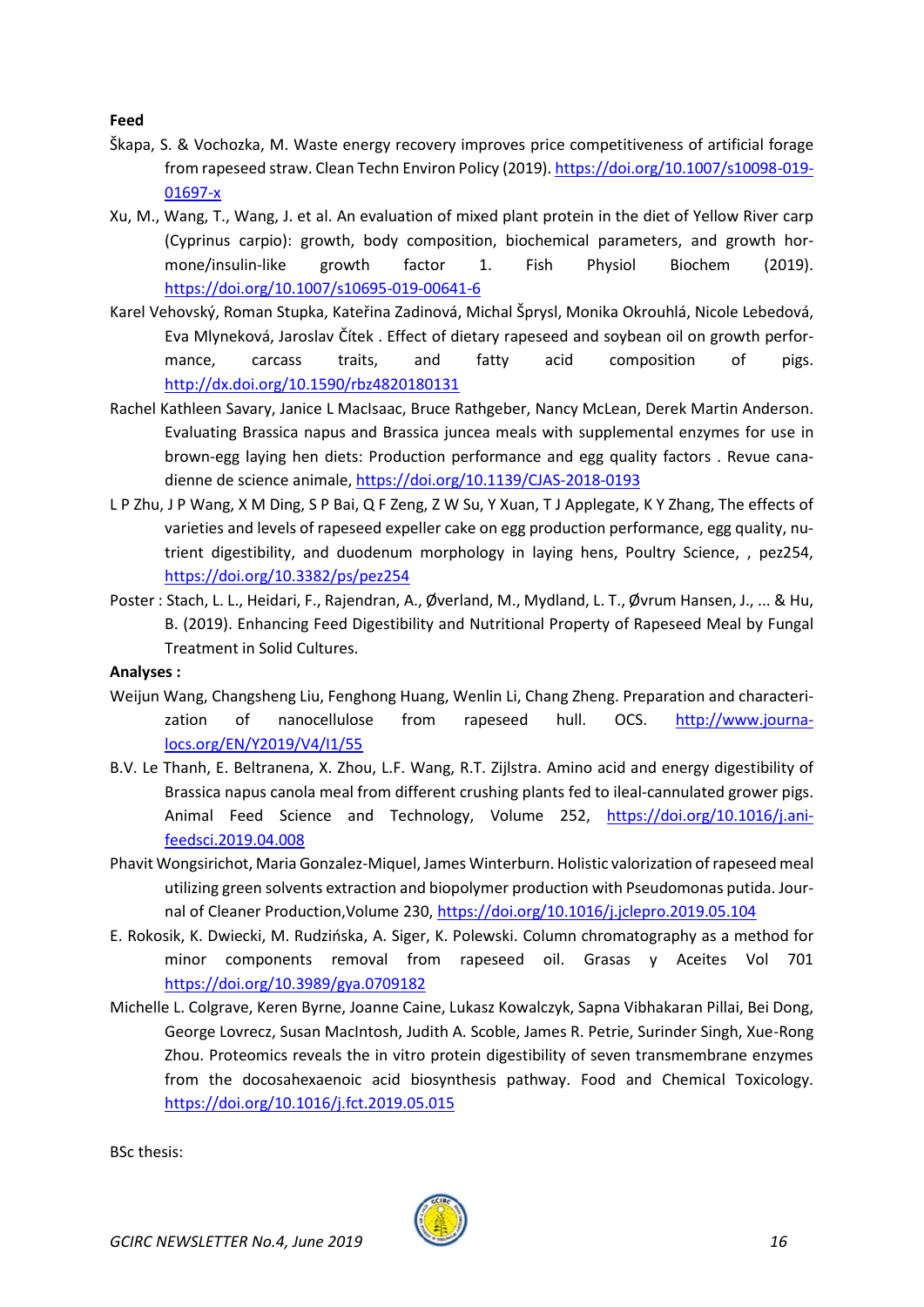**Feed**

Škapa, S. & Vochozka, M. Waste energy recovery improves price competitiveness of artificial forage from rapeseed straw. Clean Techn Environ Policy (2019). https://doi.org/10.1007/s10098-019-01697-x

Xu, M., Wang, T., Wang, J. et al. An evaluation of mixed plant protein in the diet of Yellow River carp (Cyprinus carpio): growth, body composition, biochemical parameters, and growth hormone/insulin-like growth factor 1. Fish Physiol Biochem (2019). https://doi.org/10.1007/s10695-019-00641-6

Karel Vehovský, Roman Stupka, Kateřina Zadinová, Michal Šprysl, Monika Okrouhlá, Nicole Lebedová, Eva Mlyneková, Jaroslav Čítek . Effect of dietary rapeseed and soybean oil on growth performance, carcass traits, and fatty acid composition of pigs. http://dx.doi.org/10.1590/rbz4820180131

Rachel Kathleen Savary, Janice L MacIsaac, Bruce Rathgeber, Nancy McLean, Derek Martin Anderson. Evaluating Brassica napus and Brassica juncea meals with supplemental enzymes for use in brown-egg laying hen diets: Production performance and egg quality factors . Revue canadienne de science animale, https://doi.org/10.1139/CJAS-2018-0193

L P Zhu, J P Wang, X M Ding, S P Bai, Q F Zeng, Z W Su, Y Xuan, T J Applegate, K Y Zhang, The effects of varieties and levels of rapeseed expeller cake on egg production performance, egg quality, nutrient digestibility, and duodenum morphology in laying hens, Poultry Science, , pez254, https://doi.org/10.3382/ps/pez254

Poster : Stach, L. L., Heidari, F., Rajendran, A., Øverland, M., Mydland, L. T., Øvrum Hansen, J., ... & Hu, B. (2019). Enhancing Feed Digestibility and Nutritional Property of Rapeseed Meal by Fungal Treatment in Solid Cultures.

**Analyses :**

Weijun Wang, Changsheng Liu, Fenghong Huang, Wenlin Li, Chang Zheng. Preparation and characterization of nanocellulose from rapeseed hull. OCS. http://www.journalocs.org/EN/Y2019/V4/I1/55

B.V. Le Thanh, E. Beltranena, X. Zhou, L.F. Wang, R.T. Zijlstra. Amino acid and energy digestibility of Brassica napus canola meal from different crushing plants fed to ileal-cannulated grower pigs. Animal Feed Science and Technology, Volume 252, https://doi.org/10.1016/j.anifeedsci.2019.04.008

Phavit Wongsirichot, Maria Gonzalez-Miquel, James Winterburn. Holistic valorization of rapeseed meal utilizing green solvents extraction and biopolymer production with Pseudomonas putida. Journal of Cleaner Production,Volume 230, https://doi.org/10.1016/j.jclepro.2019.05.104

E. Rokosik, K. Dwiecki, M. Rudzińska, A. Siger, K. Polewski. Column chromatography as a method for minor components removal from rapeseed oil. Grasas y Aceites Vol 701 https://doi.org/10.3989/gya.0709182

Michelle L. Colgrave, Keren Byrne, Joanne Caine, Lukasz Kowalczyk, Sapna Vibhakaran Pillai, Bei Dong, George Lovrecz, Susan MacIntosh, Judith A. Scoble, James R. Petrie, Surinder Singh, Xue-Rong Zhou. Proteomics reveals the in vitro protein digestibility of seven transmembrane enzymes from the docosahexaenoic acid biosynthesis pathway. Food and Chemical Toxicology. https://doi.org/10.1016/j.fct.2019.05.015

BSc thesis: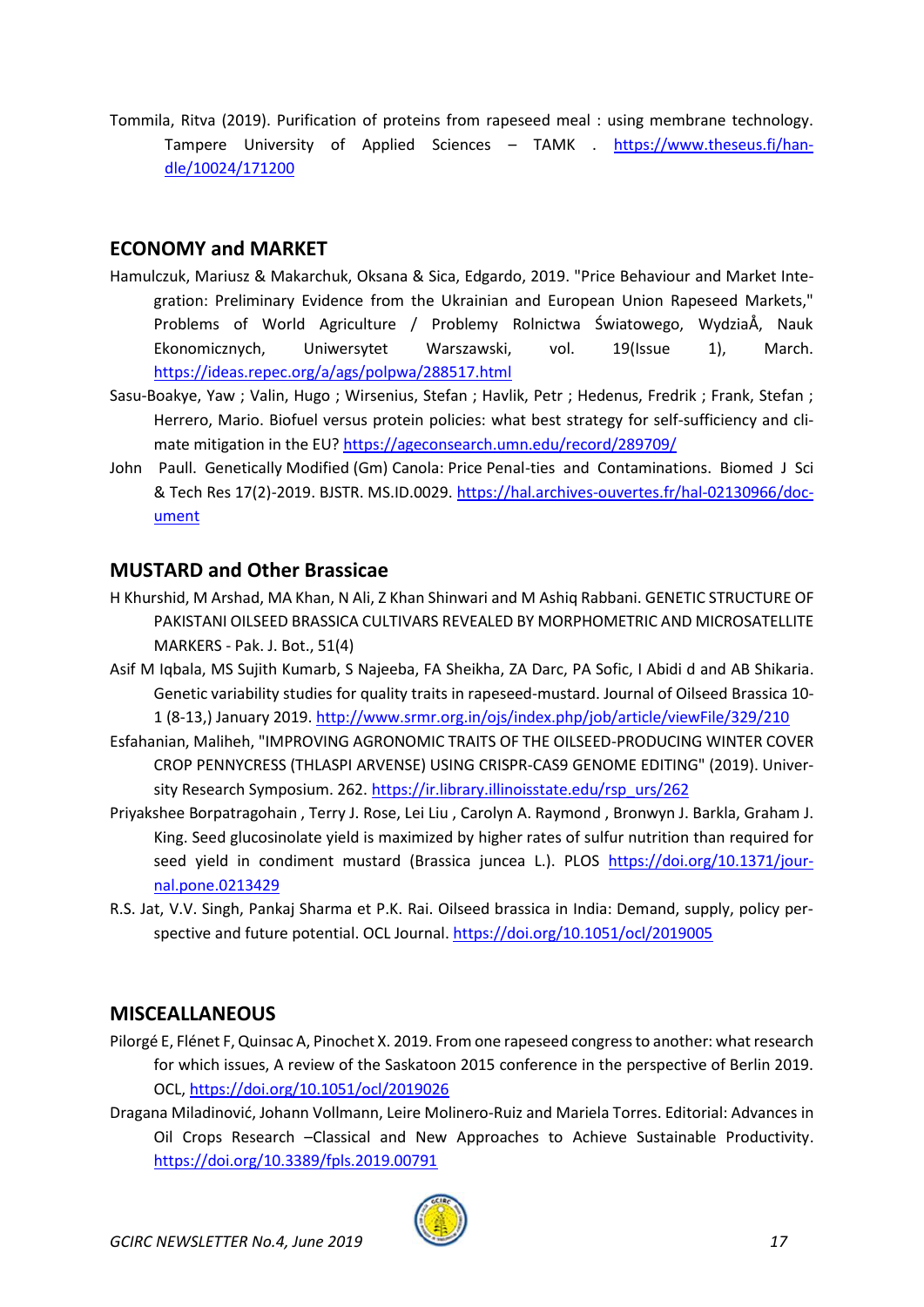Tommila, Ritva (2019). Purification of proteins from rapeseed meal : using membrane technology. Tampere University of Applied Sciences – TAMK . https://www.theseus.fi/handle/10024/171200

## ECONOMY and MARKET

Hamulczuk, Mariusz & Makarchuk, Oksana & Sica, Edgardo, 2019. "Price Behaviour and Market Integration: Preliminary Evidence from the Ukrainian and European Union Rapeseed Markets," Problems of World Agriculture / Problemy Rolnictwa Światowego, WydziaÅ, Nauk Ekonomicznych, Uniwersytet Warszawski, vol. 19(Issue 1), March. https://ideas.repec.org/a/ags/polpwa/288517.html

Sasu-Boakye, Yaw ; Valin, Hugo ; Wirsenius, Stefan ; Havlik, Petr ; Hedenus, Fredrik ; Frank, Stefan ; Herrero, Mario. Biofuel versus protein policies: what best strategy for self-sufficiency and climate mitigation in the EU? https://ageconsearch.umn.edu/record/289709/

John Paull. Genetically Modified (Gm) Canola: Price Penal-ties and Contaminations. Biomed J Sci & Tech Res 17(2)-2019. BJSTR. MS.ID.0029. https://hal.archives-ouvertes.fr/hal-02130966/document

## MUSTARD and Other Brassicae

H Khurshid, M Arshad, MA Khan, N Ali, Z Khan Shinwari and M Ashiq Rabbani. GENETIC STRUCTURE OF PAKISTANI OILSEED BRASSICA CULTIVARS REVEALED BY MORPHOMETRIC AND MICROSATELLITE MARKERS - Pak. J. Bot., 51(4)

Asif M Iqbala, MS Sujith Kumarb, S Najeeba, FA Sheikha, ZA Darc, PA Sofic, I Abidi d and AB Shikaria. Genetic variability studies for quality traits in rapeseed-mustard. Journal of Oilseed Brassica 10-1 (8-13,) January 2019. http://www.srmr.org.in/ojs/index.php/job/article/viewFile/329/210

Esfahanian, Maliheh, "IMPROVING AGRONOMIC TRAITS OF THE OILSEED-PRODUCING WINTER COVER CROP PENNYCRESS (THLASPI ARVENSE) USING CRISPR-CAS9 GENOME EDITING" (2019). University Research Symposium. 262. https://ir.library.illinoisstate.edu/rsp_urs/262

Priyakshee Borpatragohain , Terry J. Rose, Lei Liu , Carolyn A. Raymond , Bronwyn J. Barkla, Graham J. King. Seed glucosinolate yield is maximized by higher rates of sulfur nutrition than required for seed yield in condiment mustard (Brassica juncea L.). PLOS https://doi.org/10.1371/journal.pone.0213429

R.S. Jat, V.V. Singh, Pankaj Sharma et P.K. Rai. Oilseed brassica in India: Demand, supply, policy perspective and future potential. OCL Journal. https://doi.org/10.1051/ocl/2019005

## MISCEALLANEOUS

Pilorgé E, Flénet F, Quinsac A, Pinochet X. 2019. From one rapeseed congress to another: what research for which issues, A review of the Saskatoon 2015 conference in the perspective of Berlin 2019. OCL, https://doi.org/10.1051/ocl/2019026

Dragana Miladinović, Johann Vollmann, Leire Molinero-Ruiz and Mariela Torres. Editorial: Advances in Oil Crops Research –Classical and New Approaches to Achieve Sustainable Productivity. https://doi.org/10.3389/fpls.2019.00791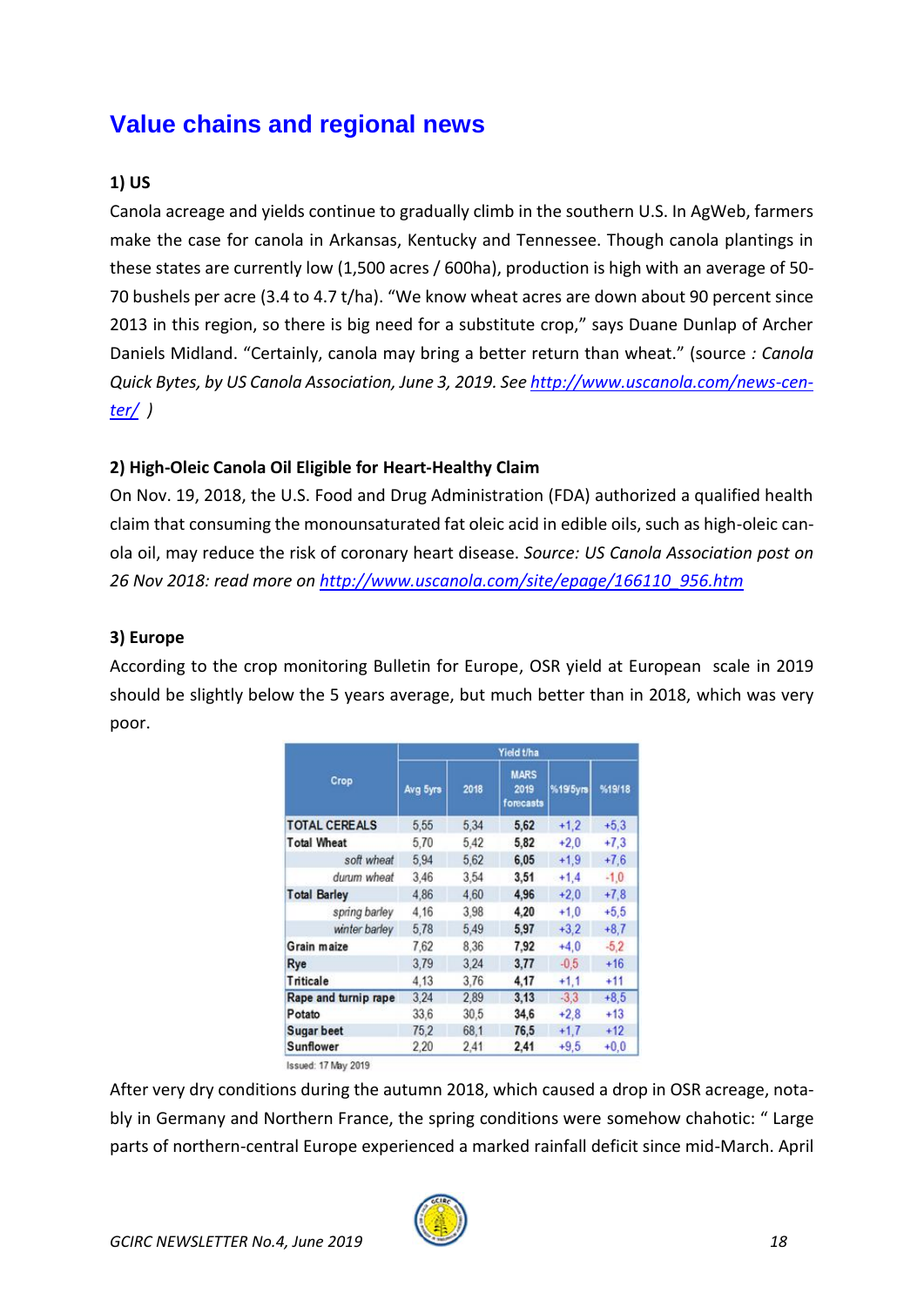# Value chains and regional news

### 1) US

Canola acreage and yields continue to gradually climb in the southern U.S. In AgWeb, farmers make the case for canola in Arkansas, Kentucky and Tennessee. Though canola plantings in these states are currently low (1,500 acres / 600ha), production is high with an average of 50-70 bushels per acre (3.4 to 4.7 t/ha). "We know wheat acres are down about 90 percent since 2013 in this region, so there is big need for a substitute crop," says Duane Dunlap of Archer Daniels Midland. "Certainly, canola may bring a better return than wheat." (source *: Canola Quick Bytes, by US Canola Association, June 3, 2019. See [http://www.uscanola.com/news-center/](http://www.uscanola.com/news-center/) )*

### 2) High-Oleic Canola Oil Eligible for Heart-Healthy Claim

On Nov. 19, 2018, the U.S. Food and Drug Administration (FDA) authorized a qualified health claim that consuming the monounsaturated fat oleic acid in edible oils, such as high-oleic canola oil, may reduce the risk of coronary heart disease. *Source: US Canola Association post on 26 Nov 2018: read more on [http://www.uscanola.com/site/epage/166110_956.htm](http://www.uscanola.com/site/epage/166110_956.htm)*

### 3) Europe

According to the crop monitoring Bulletin for Europe, OSR yield at European scale in 2019 should be slightly below the 5 years average, but much better than in 2018, which was very poor.

| Crop | Yield t/ha | | | | |
|---|---|---|---|---|---|
| | Avg 5yrs | 2018 | MARS 2019 forecasts | %19/5yrs | %19/18 |
| TOTAL CEREALS | 5,55 | 5,34 | **5,62** | +1,2 | +5,3 |
| Total Wheat | 5,70 | 5,42 | **5,82** | +2,0 | +7,3 |
| *soft wheat* | 5,94 | 5,62 | **6,05** | +1,9 | +7,6 |
| *durum wheat* | 3,46 | 3,54 | **3,51** | +1,4 | -1,0 |
| Total Barley | 4,86 | 4,60 | **4,96** | +2,0 | +7,8 |
| *spring barley* | 4,16 | 3,98 | **4,20** | +1,0 | +5,5 |
| *winter barley* | 5,78 | 5,49 | **5,97** | +3,2 | +8,7 |
| Grain maize | 7,62 | 8,36 | **7,92** | +4,0 | -5,2 |
| Rye | 3,79 | 3,24 | **3,77** | -0,5 | +16 |
| Triticale | 4,13 | 3,76 | **4,17** | +1,1 | +11 |
| Rape and turnip rape | 3,24 | 2,89 | **3,13** | -3,3 | +8,5 |
| Potato | 33,6 | 30,5 | **34,6** | +2,8 | +13 |
| Sugar beet | 75,2 | 68,1 | **76,5** | +1,7 | +12 |
| Sunflower | 2,20 | 2,41 | **2,41** | +9,5 | +0,0 |

Issued: 17 May 2019

After very dry conditions during the autumn 2018, which caused a drop in OSR acreage, notably in Germany and Northern France, the spring conditions were somehow chahotic: " Large parts of northern-central Europe experienced a marked rainfall deficit since mid-March. April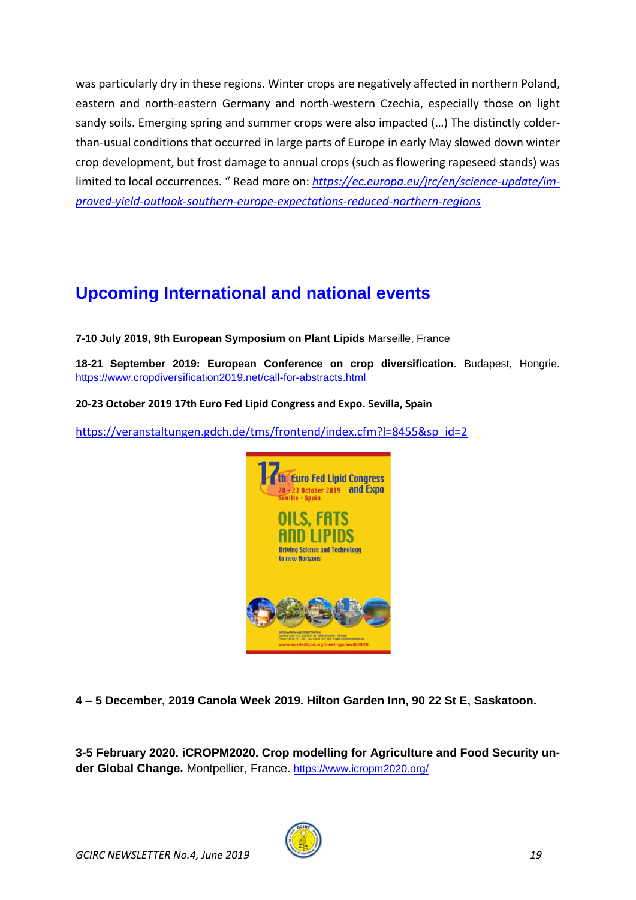was particularly dry in these regions. Winter crops are negatively affected in northern Poland, eastern and north-eastern Germany and north-western Czechia, especially those on light sandy soils. Emerging spring and summer crops were also impacted (…) The distinctly colder-than-usual conditions that occurred in large parts of Europe in early May slowed down winter crop development, but frost damage to annual crops (such as flowering rapeseed stands) was limited to local occurrences. " Read more on: *https://ec.europa.eu/jrc/en/science-update/improved-yield-outlook-southern-europe-expectations-reduced-northern-regions*

## Upcoming International and national events

**7-10 July 2019, 9th European Symposium on Plant Lipids** Marseille, France

**18-21 September 2019: European Conference on crop diversification**. Budapest, Hongrie. https://www.cropdiversification2019.net/call-for-abstracts.html

**20-23 October 2019 17th Euro Fed Lipid Congress and Expo. Sevilla, Spain**

https://veranstaltungen.gdch.de/tms/frontend/index.cfm?l=8455&sp_id=2

**4 – 5 December, 2019 Canola Week 2019. Hilton Garden Inn, 90 22 St E, Saskatoon.**

**3-5 February 2020. iCROPM2020. Crop modelling for Agriculture and Food Security under Global Change.** Montpellier, France. https://www.icropm2020.org/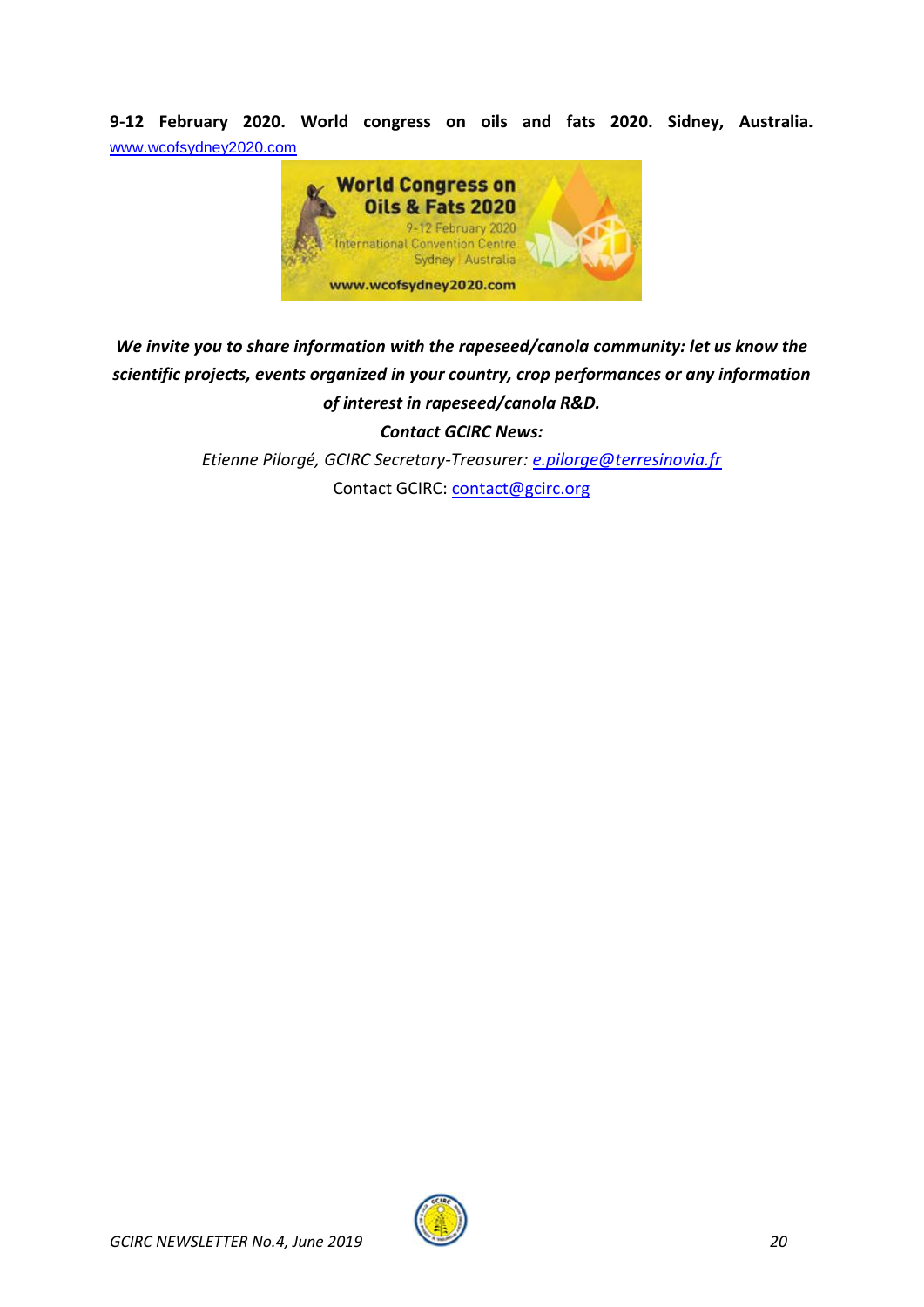**9-12 February 2020. World congress on oils and fats 2020. Sidney, Australia.** www.wcofsydney2020.com

***We invite you to share information with the rapeseed/canola community: let us know the scientific projects, events organized in your country, crop performances or any information of interest in rapeseed/canola R&D.***

***Contact GCIRC News:***

*Etienne Pilorgé, GCIRC Secretary-Treasurer: e.pilorge@terresinovia.fr*

Contact GCIRC: contact@gcirc.org